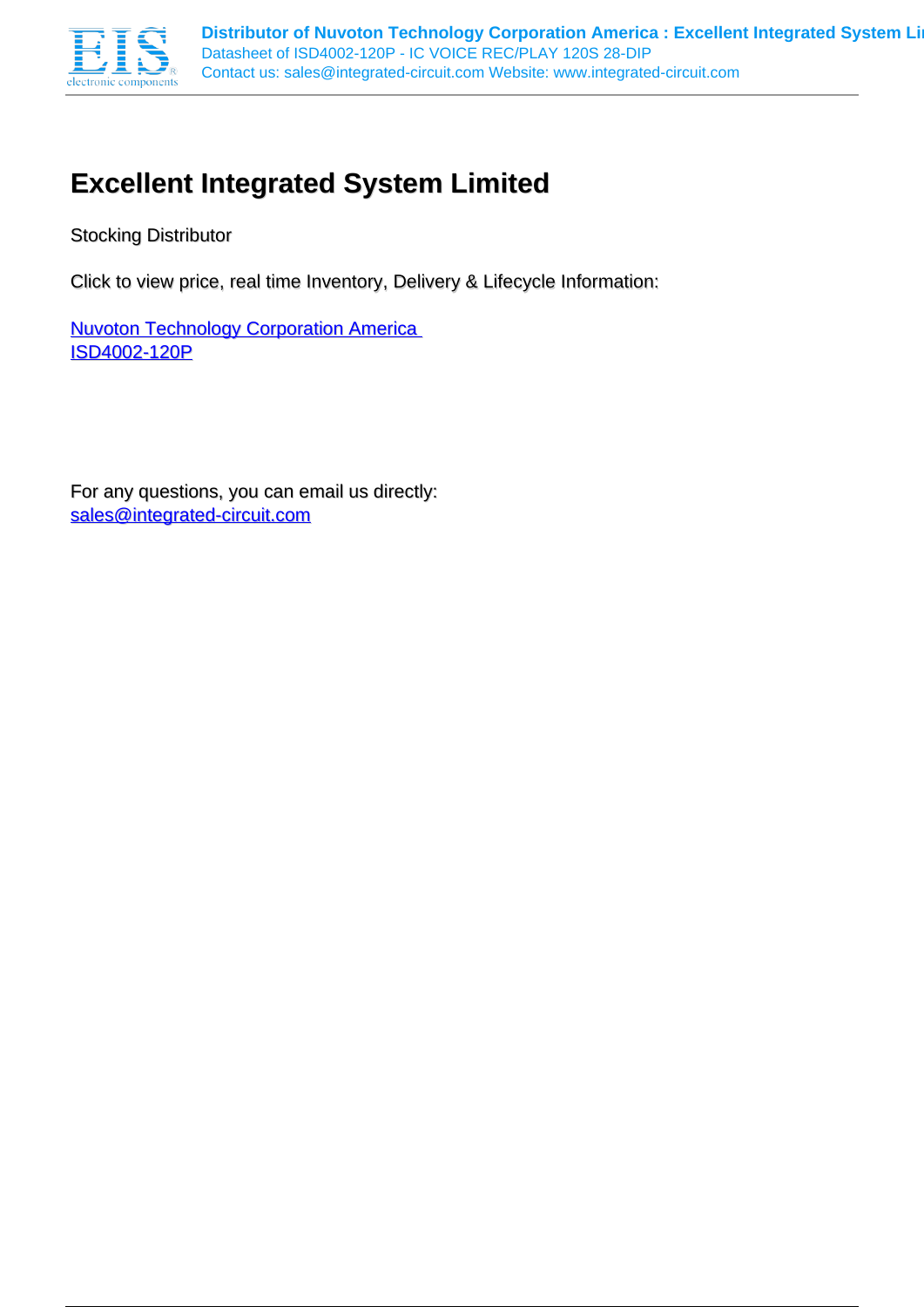# Excellent Integrated System Limited

Stocking Distributor

Click to view price, real time Inventory, Delivery & Lifecycle Information:

[Nuvoton Technology Corporation America](#)
[ISD4002-120P](#)

For any questions, you can email us directly:
[sales@integrated-circuit.com](mailto:sales@integrated-circuit.com)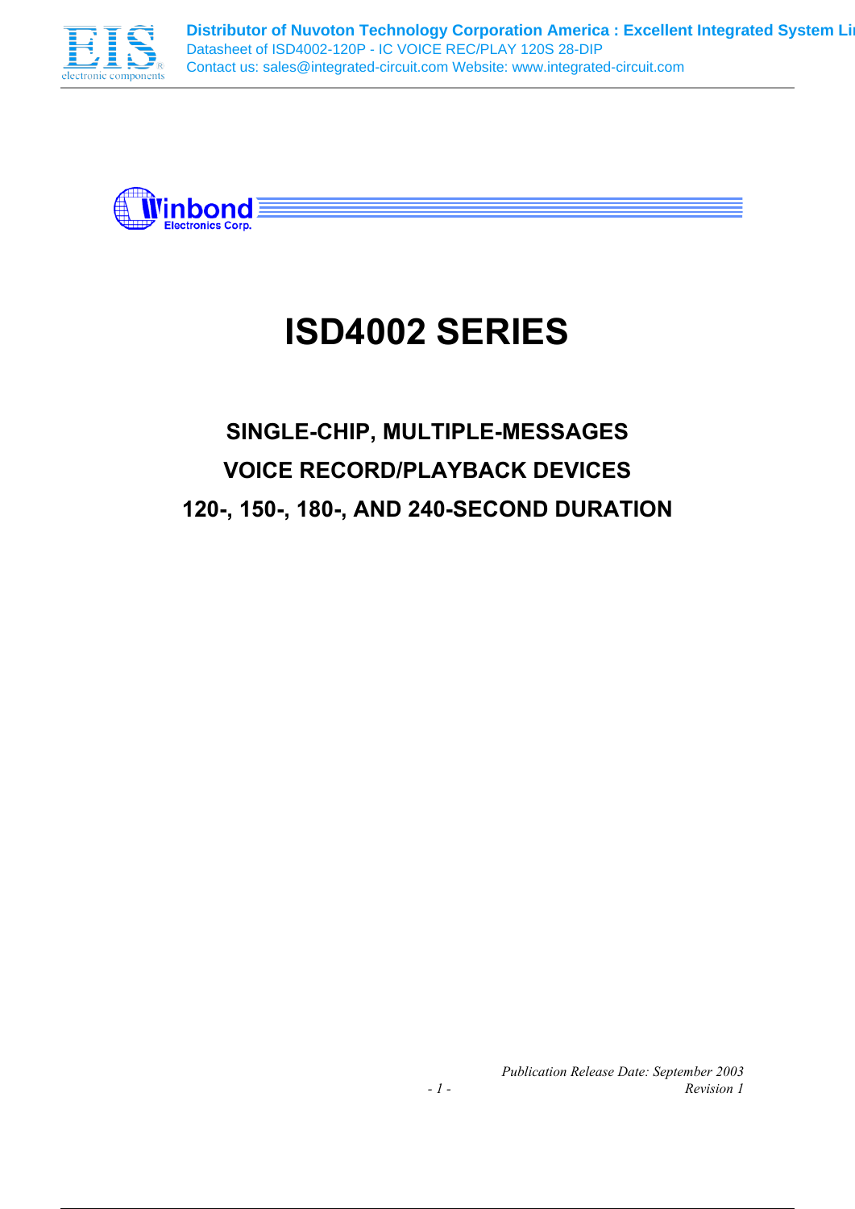# ISD4002 SERIES

## SINGLE-CHIP, MULTIPLE-MESSAGES
## VOICE RECORD/PLAYBACK DEVICES
## 120-, 150-, 180-, AND 240-SECOND DURATION

*Publication Release Date: September 2003*
*Revision 1*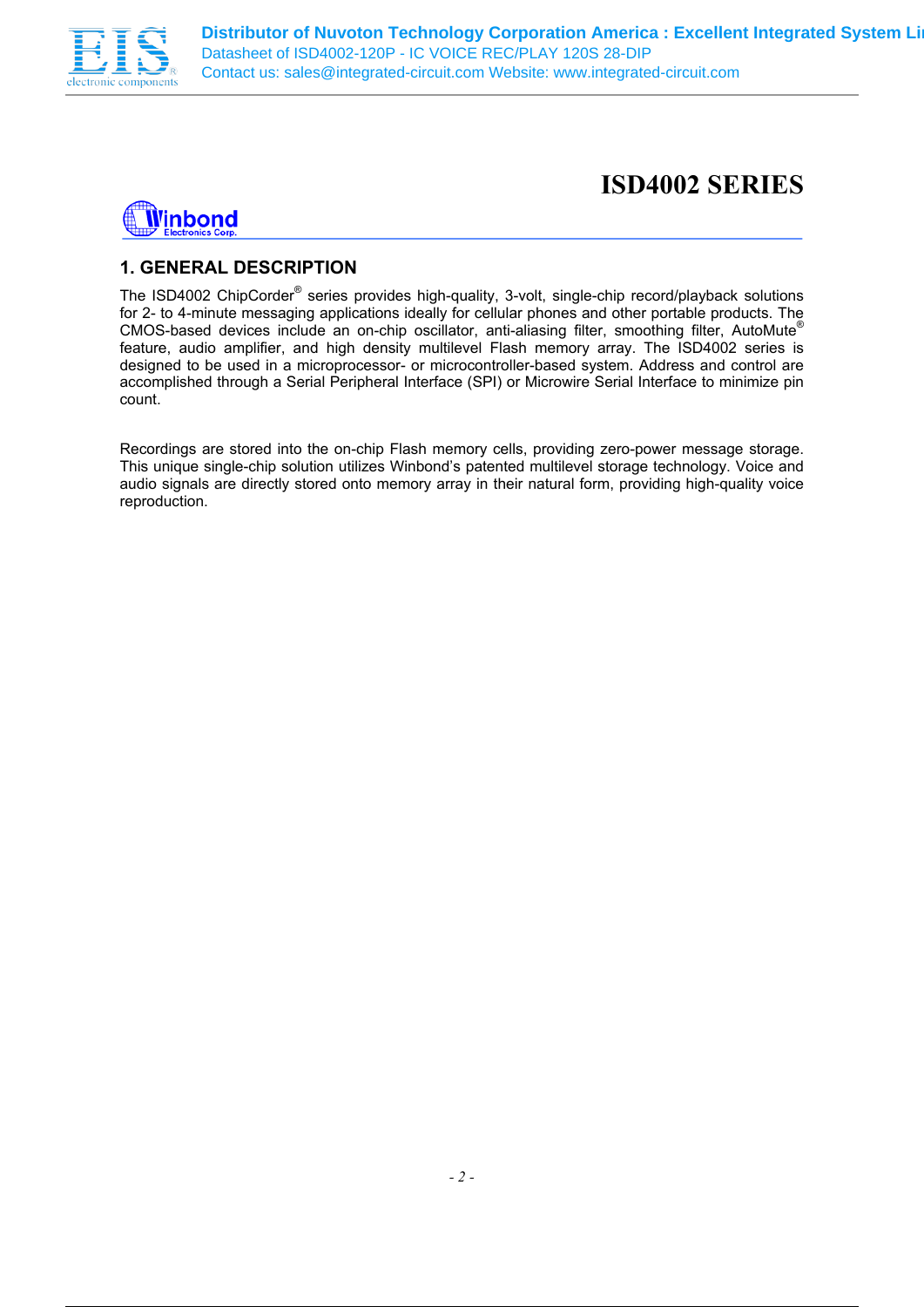# ISD4002 SERIES

## 1. GENERAL DESCRIPTION

The ISD4002 ChipCorder® series provides high-quality, 3-volt, single-chip record/playback solutions for 2- to 4-minute messaging applications ideally for cellular phones and other portable products. The CMOS-based devices include an on-chip oscillator, anti-aliasing filter, smoothing filter, AutoMute® feature, audio amplifier, and high density multilevel Flash memory array. The ISD4002 series is designed to be used in a microprocessor- or microcontroller-based system. Address and control are accomplished through a Serial Peripheral Interface (SPI) or Microwire Serial Interface to minimize pin count.

Recordings are stored into the on-chip Flash memory cells, providing zero-power message storage. This unique single-chip solution utilizes Winbond's patented multilevel storage technology. Voice and audio signals are directly stored onto memory array in their natural form, providing high-quality voice reproduction.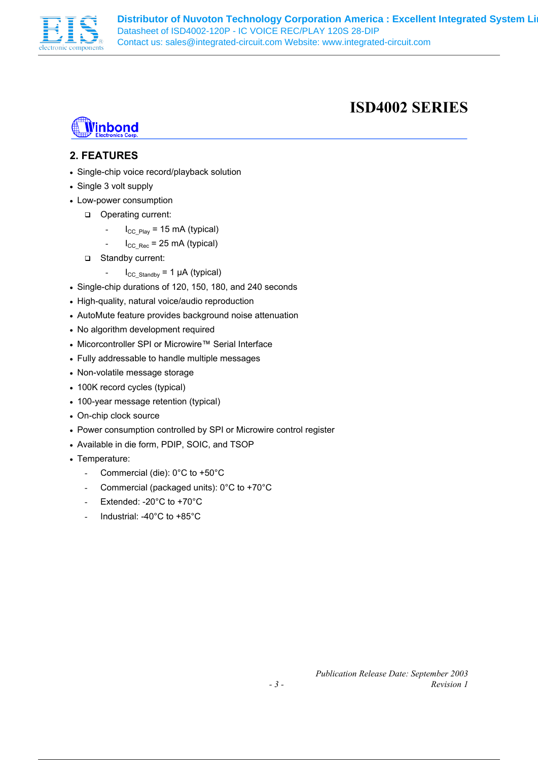# ISD4002 SERIES

## 2. FEATURES

- Single-chip voice record/playback solution
- Single 3 volt supply
- Low-power consumption
    - Operating current:
        - $I_{CC\_Play}$ = 15 mA (typical)
        - $I_{CC\_Rec}$ = 25 mA (typical)
    - Standby current:
        - $I_{CC\_Standby}$ = 1 µA (typical)
- Single-chip durations of 120, 150, 180, and 240 seconds
- High-quality, natural voice/audio reproduction
- AutoMute feature provides background noise attenuation
- No algorithm development required
- Micorcontroller SPI or Microwire™ Serial Interface
- Fully addressable to handle multiple messages
- Non-volatile message storage
- 100K record cycles (typical)
- 100-year message retention (typical)
- On-chip clock source
- Power consumption controlled by SPI or Microwire control register
- Available in die form, PDIP, SOIC, and TSOP
- Temperature:
    - Commercial (die): 0°C to +50°C
    - Commercial (packaged units): 0°C to +70°C
    - Extended: -20°C to +70°C
    - Industrial: -40°C to +85°C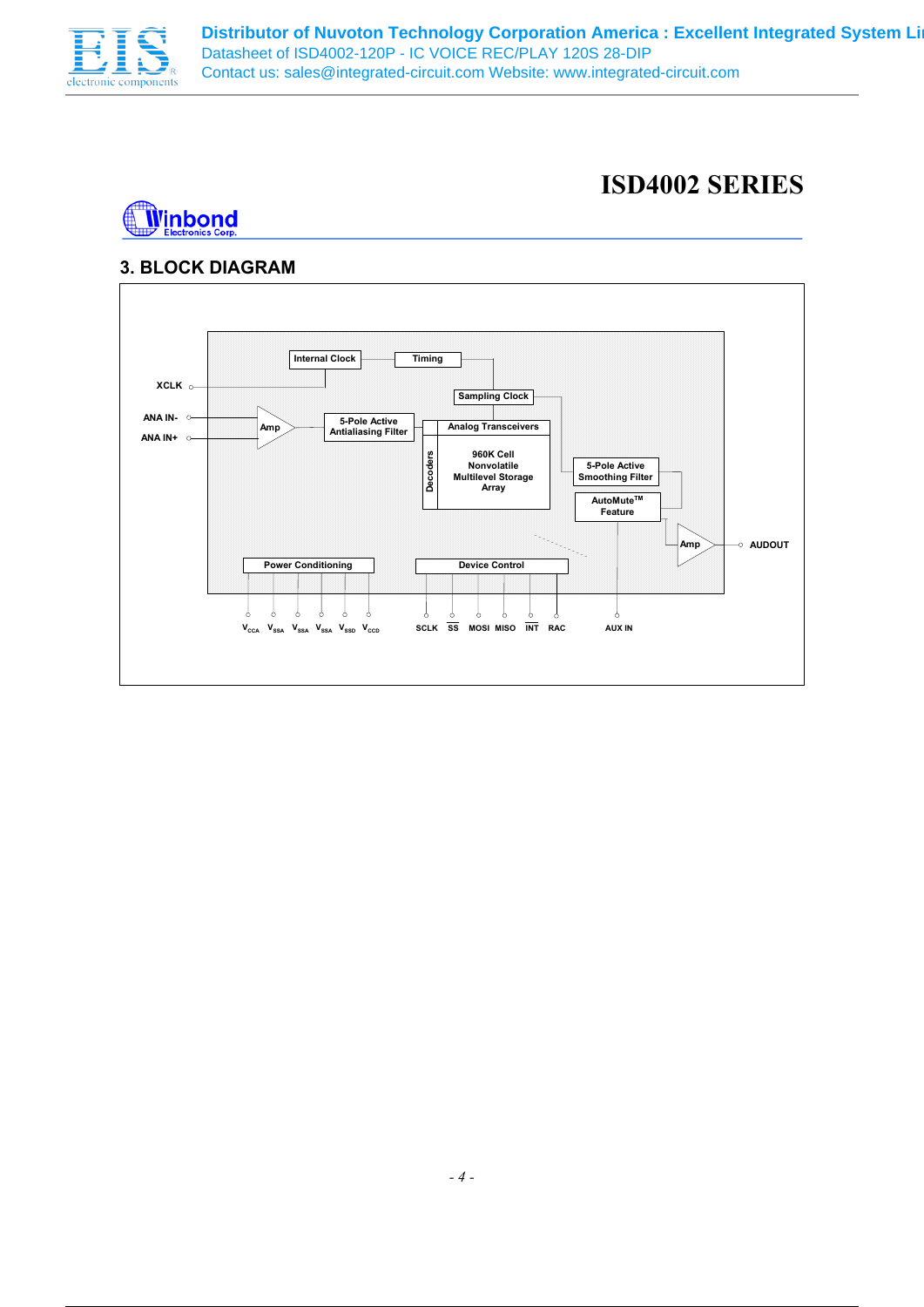## 3. BLOCK DIAGRAM

Internal Clock

Timing

XCLK

Sampling Clock

ANA IN-

ANA IN+

Amp

5-Pole Active Antialiasing Filter

Analog Transceivers

Decoders

960K Cell Nonvolatile Multilevel Storage Array

5-Pole Active Smoothing Filter

AutoMute™ Feature

Amp

AUDOUT

Power Conditioning

Device Control

$V_{CCA}$ $V_{SSA}$ $V_{SSA}$ $V_{SSA}$ $V_{SSD}$ $V_{CCD}$

SCLK $\overline{SS}$ MOSI MISO $\overline{INT}$ RAC

AUX IN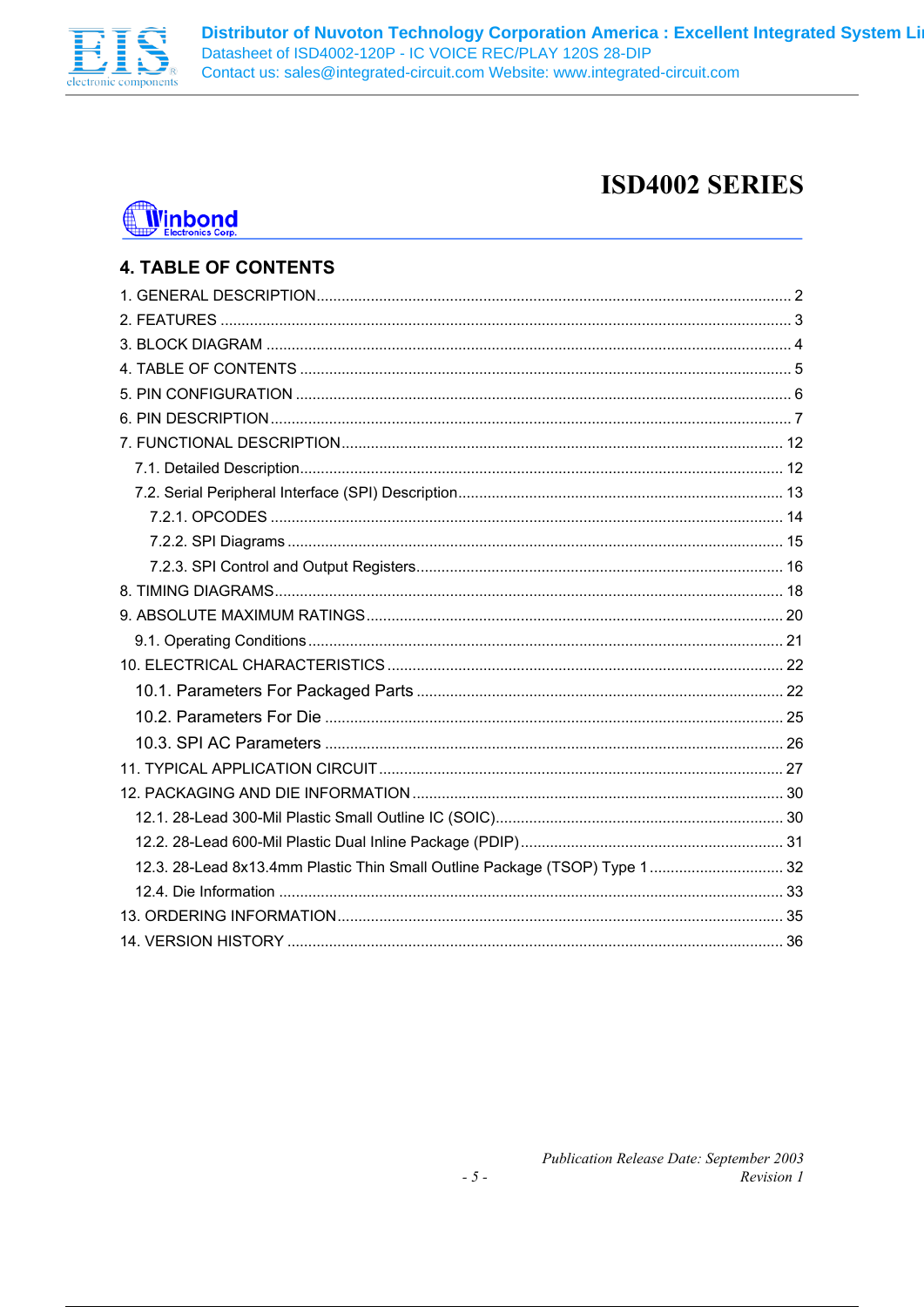# ISD4002 SERIES

## 4. TABLE OF CONTENTS

1. GENERAL DESCRIPTION ........ 2
2. FEATURES ........ 3
3. BLOCK DIAGRAM ........ 4
4. TABLE OF CONTENTS ........ 5
5. PIN CONFIGURATION ........ 6
6. PIN DESCRIPTION ........ 7
7. FUNCTIONAL DESCRIPTION ........ 12
   - 7.1. Detailed Description ........ 12
   - 7.2. Serial Peripheral Interface (SPI) Description ........ 13
     - 7.2.1. OPCODES ........ 14
     - 7.2.2. SPI Diagrams ........ 15
     - 7.2.3. SPI Control and Output Registers ........ 16
8. TIMING DIAGRAMS ........ 18
9. ABSOLUTE MAXIMUM RATINGS ........ 20
   - 9.1. Operating Conditions ........ 21
10. ELECTRICAL CHARACTERISTICS ........ 22
    - 10.1. Parameters For Packaged Parts ........ 22
    - 10.2. Parameters For Die ........ 25
    - 10.3. SPI AC Parameters ........ 26
11. TYPICAL APPLICATION CIRCUIT ........ 27
12. PACKAGING AND DIE INFORMATION ........ 30
    - 12.1. 28-Lead 300-Mil Plastic Small Outline IC (SOIC) ........ 30
    - 12.2. 28-Lead 600-Mil Plastic Dual Inline Package (PDIP) ........ 31
    - 12.3. 28-Lead 8x13.4mm Plastic Thin Small Outline Package (TSOP) Type 1 ........ 32
    - 12.4. Die Information ........ 33
13. ORDERING INFORMATION ........ 35
14. VERSION HISTORY ........ 36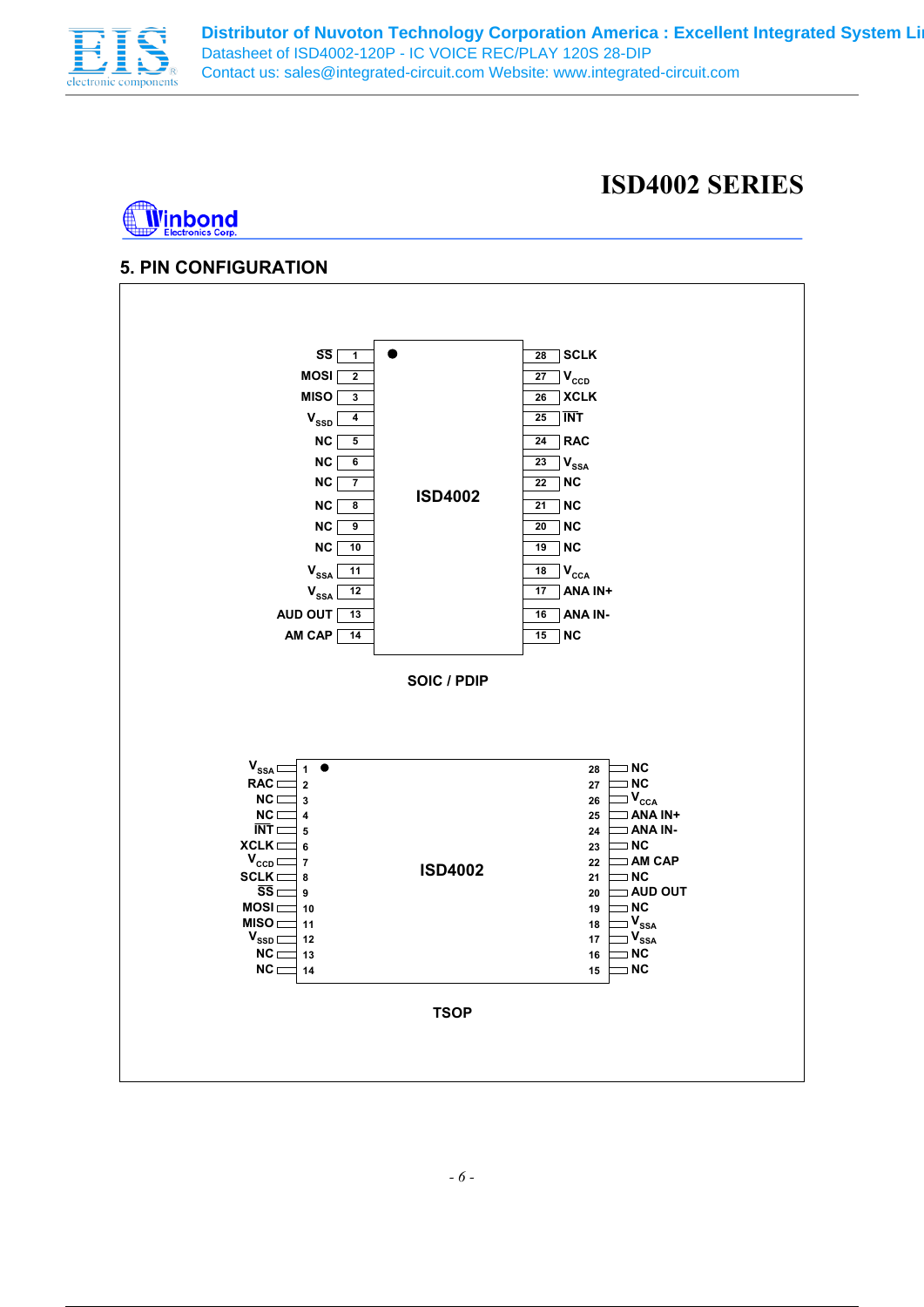# ISD4002 SERIES

## 5. PIN CONFIGURATION

**SOIC / PDIP** — ISD4002

| Pin | Name | Pin | Name |
|---|---|---|---|
| 1 | $\overline{SS}$ | 28 | SCLK |
| 2 | MOSI | 27 | $V_{CCD}$ |
| 3 | MISO | 26 | XCLK |
| 4 | $V_{SSD}$ | 25 | $\overline{INT}$ |
| 5 | NC | 24 | RAC |
| 6 | NC | 23 | $V_{SSA}$ |
| 7 | NC | 22 | NC |
| 8 | NC | 21 | NC |
| 9 | NC | 20 | NC |
| 10 | NC | 19 | NC |
| 11 | $V_{SSA}$ | 18 | $V_{CCA}$ |
| 12 | $V_{SSA}$ | 17 | ANA IN+ |
| 13 | AUD OUT | 16 | ANA IN- |
| 14 | AM CAP | 15 | NC |

**TSOP** — ISD4002

| Pin | Name | Pin | Name |
|---|---|---|---|
| 1 | $V_{SSA}$ | 28 | NC |
| 2 | RAC | 27 | NC |
| 3 | NC | 26 | $V_{CCA}$ |
| 4 | NC | 25 | ANA IN+ |
| 5 | $\overline{INT}$ | 24 | ANA IN- |
| 6 | XCLK | 23 | NC |
| 7 | $V_{CCD}$ | 22 | AM CAP |
| 8 | SCLK | 21 | NC |
| 9 | $\overline{SS}$ | 20 | AUD OUT |
| 10 | MOSI | 19 | NC |
| 11 | MISO | 18 | $V_{SSA}$ |
| 12 | $V_{SSD}$ | 17 | $V_{SSA}$ |
| 13 | NC | 16 | NC |
| 14 | NC | 15 | NC |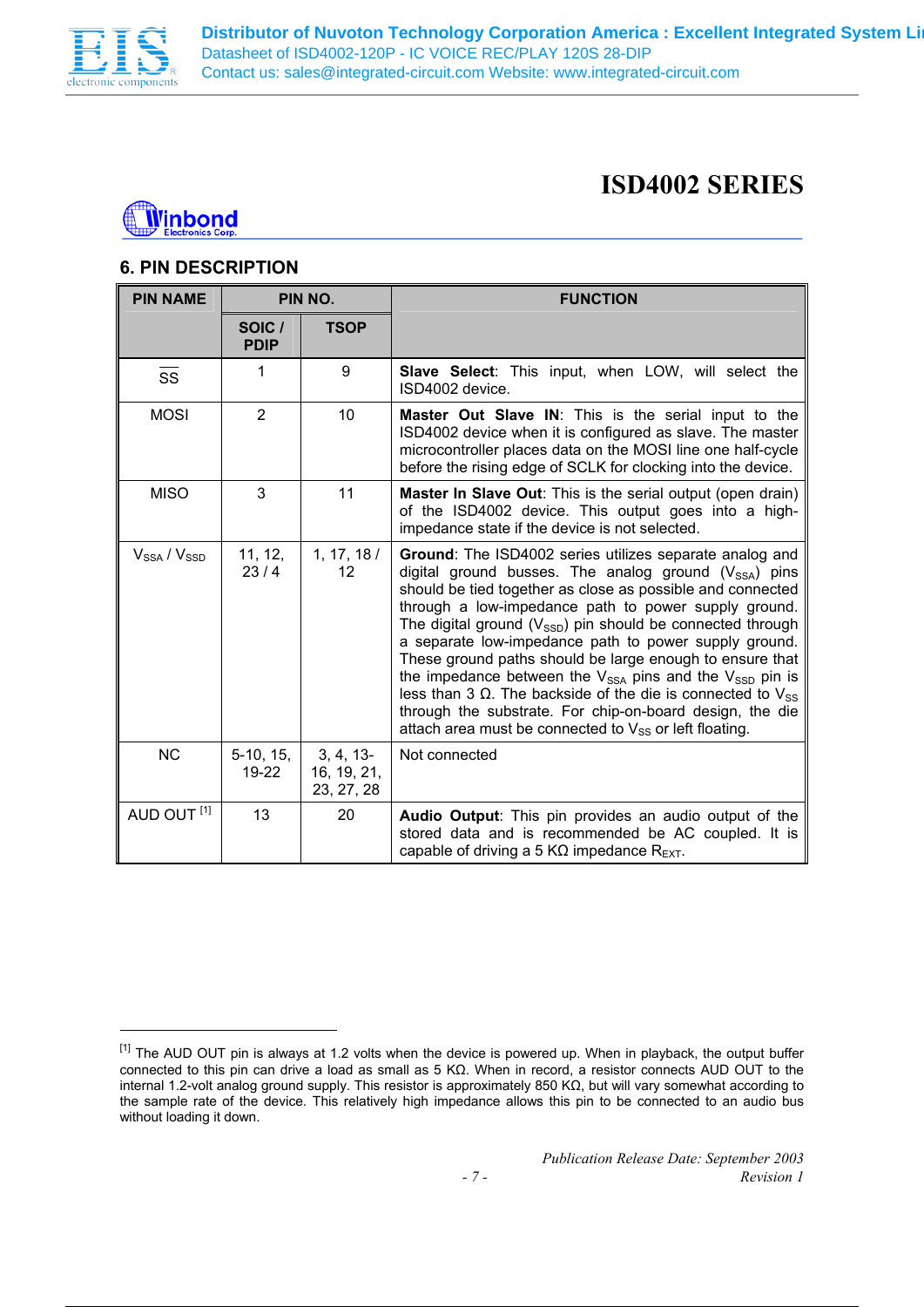## 6. PIN DESCRIPTION

| PIN NAME | PIN NO. | | FUNCTION |
|---|---|---|---|
| | SOIC / PDIP | TSOP | |
| $\overline{SS}$ | 1 | 9 | **Slave Select**: This input, when LOW, will select the ISD4002 device. |
| MOSI | 2 | 10 | **Master Out Slave IN**: This is the serial input to the ISD4002 device when it is configured as slave. The master microcontroller places data on the MOSI line one half-cycle before the rising edge of SCLK for clocking into the device. |
| MISO | 3 | 11 | **Master In Slave Out**: This is the serial output (open drain) of the ISD4002 device. This output goes into a high-impedance state if the device is not selected. |
| $V_{SSA}$ / $V_{SSD}$ | 11, 12, 23 / 4 | 1, 17, 18 / 12 | **Ground**: The ISD4002 series utilizes separate analog and digital ground busses. The analog ground ($V_{SSA}$) pins should be tied together as close as possible and connected through a low-impedance path to power supply ground. The digital ground ($V_{SSD}$) pin should be connected through a separate low-impedance path to power supply ground. These ground paths should be large enough to ensure that the impedance between the $V_{SSA}$ pins and the $V_{SSD}$ pin is less than 3 Ω. The backside of the die is connected to $V_{SS}$ through the substrate. For chip-on-board design, the die attach area must be connected to $V_{SS}$ or left floating. |
| NC | 5-10, 15, 19-22 | 3, 4, 13-16, 19, 21, 23, 27, 28 | Not connected |
| AUD OUT [1] | 13 | 20 | **Audio Output**: This pin provides an audio output of the stored data and is recommended be AC coupled. It is capable of driving a 5 KΩ impedance $R_{EXT}$. |

[1] The AUD OUT pin is always at 1.2 volts when the device is powered up. When in playback, the output buffer connected to this pin can drive a load as small as 5 KΩ. When in record, a resistor connects AUD OUT to the internal 1.2-volt analog ground supply. This resistor is approximately 850 KΩ, but will vary somewhat according to the sample rate of the device. This relatively high impedance allows this pin to be connected to an audio bus without loading it down.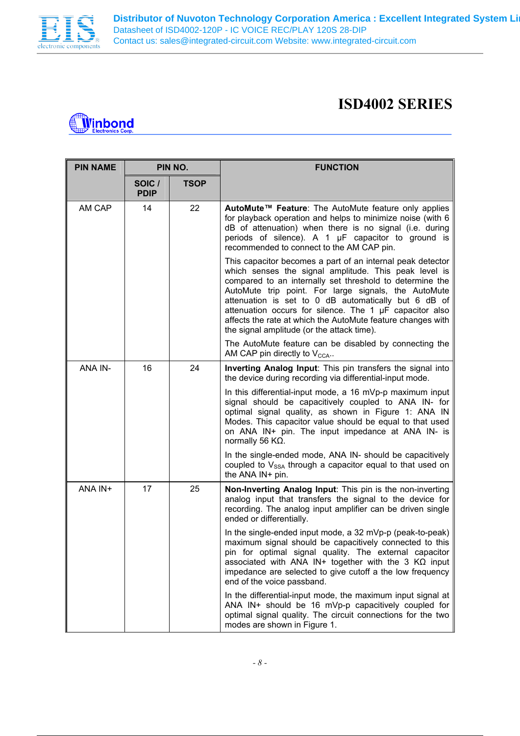# ISD4002 SERIES

| PIN NAME | PIN NO. | | FUNCTION |
|---|---|---|---|
| | SOIC / PDIP | TSOP | |
| AM CAP | 14 | 22 | **AutoMute™ Feature**: The AutoMute feature only applies for playback operation and helps to minimize noise (with 6 dB of attenuation) when there is no signal (i.e. during periods of silence). A 1 μF capacitor to ground is recommended to connect to the AM CAP pin.<br><br>This capacitor becomes a part of an internal peak detector which senses the signal amplitude. This peak level is compared to an internally set threshold to determine the AutoMute trip point. For large signals, the AutoMute attenuation is set to 0 dB automatically but 6 dB of attenuation occurs for silence. The 1 μF capacitor also affects the rate at which the AutoMute feature changes with the signal amplitude (or the attack time).<br><br>The AutoMute feature can be disabled by connecting the AM CAP pin directly to $V_{CCA}$.. |
| ANA IN- | 16 | 24 | **Inverting Analog Input**: This pin transfers the signal into the device during recording via differential-input mode.<br><br>In this differential-input mode, a 16 mVp-p maximum input signal should be capacitively coupled to ANA IN- for optimal signal quality, as shown in Figure 1: ANA IN Modes. This capacitor value should be equal to that used on ANA IN+ pin. The input impedance at ANA IN- is normally 56 KΩ.<br><br>In the single-ended mode, ANA IN- should be capacitively coupled to $V_{SSA}$ through a capacitor equal to that used on the ANA IN+ pin. |
| ANA IN+ | 17 | 25 | **Non-Inverting Analog Input**: This pin is the non-inverting analog input that transfers the signal to the device for recording. The analog input amplifier can be driven single ended or differentially.<br><br>In the single-ended input mode, a 32 mVp-p (peak-to-peak) maximum signal should be capacitively connected to this pin for optimal signal quality. The external capacitor associated with ANA IN+ together with the 3 KΩ input impedance are selected to give cutoff a the low frequency end of the voice passband.<br><br>In the differential-input mode, the maximum input signal at ANA IN+ should be 16 mVp-p capacitively coupled for optimal signal quality. The circuit connections for the two modes are shown in Figure 1. |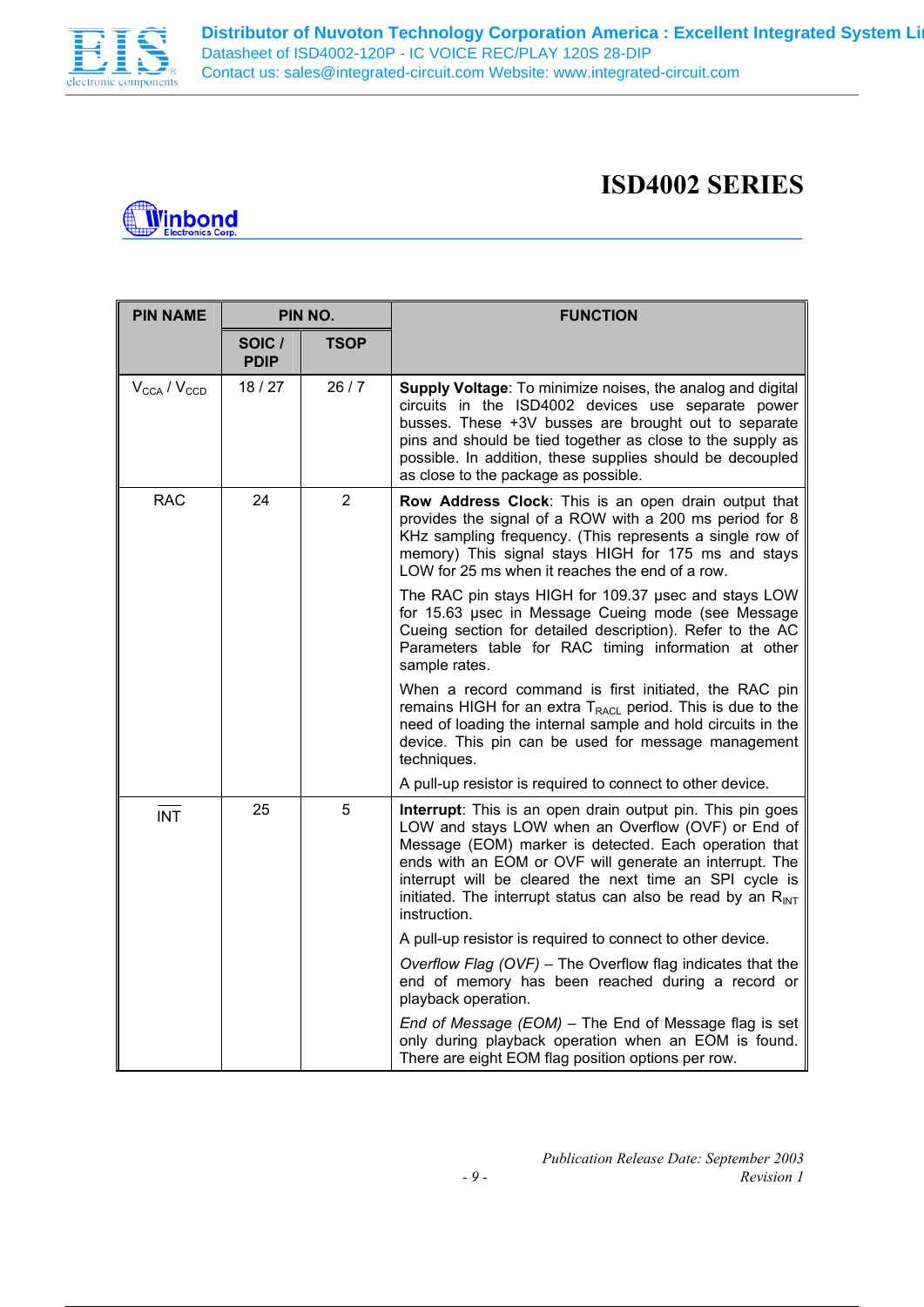# ISD4002 SERIES

| PIN NAME | PIN NO. | | FUNCTION |
|---|---|---|---|
| | SOIC / PDIP | TSOP | |
| $V_{CCA}$ / $V_{CCD}$ | 18 / 27 | 26 / 7 | **Supply Voltage**: To minimize noises, the analog and digital circuits in the ISD4002 devices use separate power busses. These +3V busses are brought out to separate pins and should be tied together as close to the supply as possible. In addition, these supplies should be decoupled as close to the package as possible. |
| RAC | 24 | 2 | **Row Address Clock**: This is an open drain output that provides the signal of a ROW with a 200 ms period for 8 KHz sampling frequency. (This represents a single row of memory) This signal stays HIGH for 175 ms and stays LOW for 25 ms when it reaches the end of a row.<br><br>The RAC pin stays HIGH for 109.37 µsec and stays LOW for 15.63 µsec in Message Cueing mode (see Message Cueing section for detailed description). Refer to the AC Parameters table for RAC timing information at other sample rates.<br><br>When a record command is first initiated, the RAC pin remains HIGH for an extra $T_{RACL}$ period. This is due to the need of loading the internal sample and hold circuits in the device. This pin can be used for message management techniques.<br><br>A pull-up resistor is required to connect to other device. |
| $\overline{INT}$ | 25 | 5 | **Interrupt**: This is an open drain output pin. This pin goes LOW and stays LOW when an Overflow (OVF) or End of Message (EOM) marker is detected. Each operation that ends with an EOM or OVF will generate an interrupt. The interrupt will be cleared the next time an SPI cycle is initiated. The interrupt status can also be read by an $R_{INT}$ instruction.<br><br>A pull-up resistor is required to connect to other device.<br><br>*Overflow Flag (OVF)* – The Overflow flag indicates that the end of memory has been reached during a record or playback operation.<br><br>*End of Message (EOM)* – The End of Message flag is set only during playback operation when an EOM is found. There are eight EOM flag position options per row. |

*Publication Release Date: September 2003*
*Revision 1*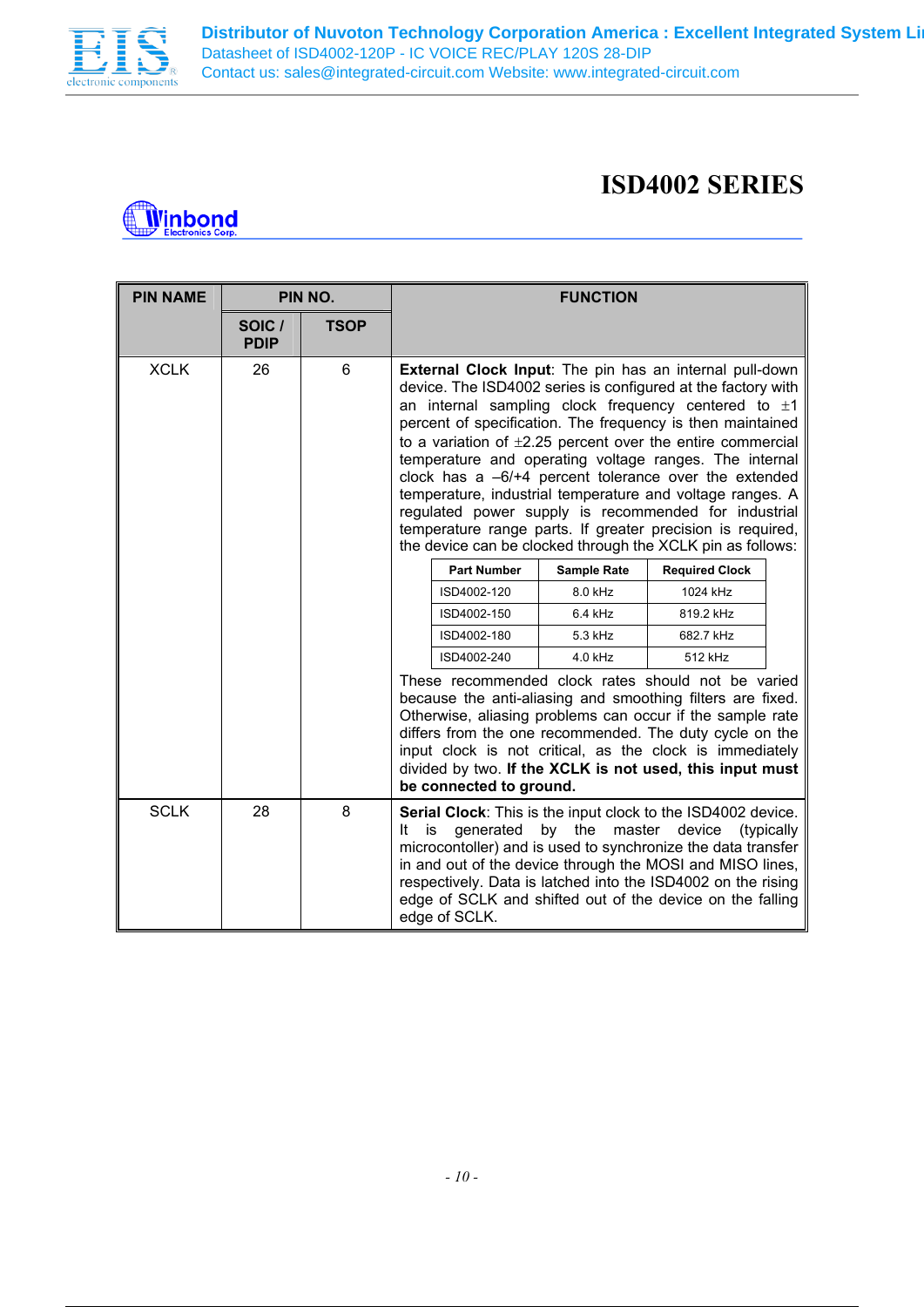# ISD4002 SERIES

| PIN NAME | PIN NO. | | FUNCTION |
|---|---|---|---|
| | SOIC / PDIP | TSOP | |
| XCLK | 26 | 6 | **External Clock Input**: The pin has an internal pull-down device. The ISD4002 series is configured at the factory with an internal sampling clock frequency centered to ±1 percent of specification. The frequency is then maintained to a variation of ±2.25 percent over the entire commercial temperature and operating voltage ranges. The internal clock has a –6/+4 percent tolerance over the extended temperature, industrial temperature and voltage ranges. A regulated power supply is recommended for industrial temperature range parts. If greater precision is required, the device can be clocked through the XCLK pin as follows: (see table below) These recommended clock rates should not be varied because the anti-aliasing and smoothing filters are fixed. Otherwise, aliasing problems can occur if the sample rate differs from the one recommended. The duty cycle on the input clock is not critical, as the clock is immediately divided by two. **If the XCLK is not used, this input must be connected to ground.** |
| SCLK | 28 | 8 | **Serial Clock**: This is the input clock to the ISD4002 device. It is generated by the master device (typically microcontoller) and is used to synchronize the data transfer in and out of the device through the MOSI and MISO lines, respectively. Data is latched into the ISD4002 on the rising edge of SCLK and shifted out of the device on the falling edge of SCLK. |

| Part Number | Sample Rate | Required Clock |
|---|---|---|
| ISD4002-120 | 8.0 kHz | 1024 kHz |
| ISD4002-150 | 6.4 kHz | 819.2 kHz |
| ISD4002-180 | 5.3 kHz | 682.7 kHz |
| ISD4002-240 | 4.0 kHz | 512 kHz |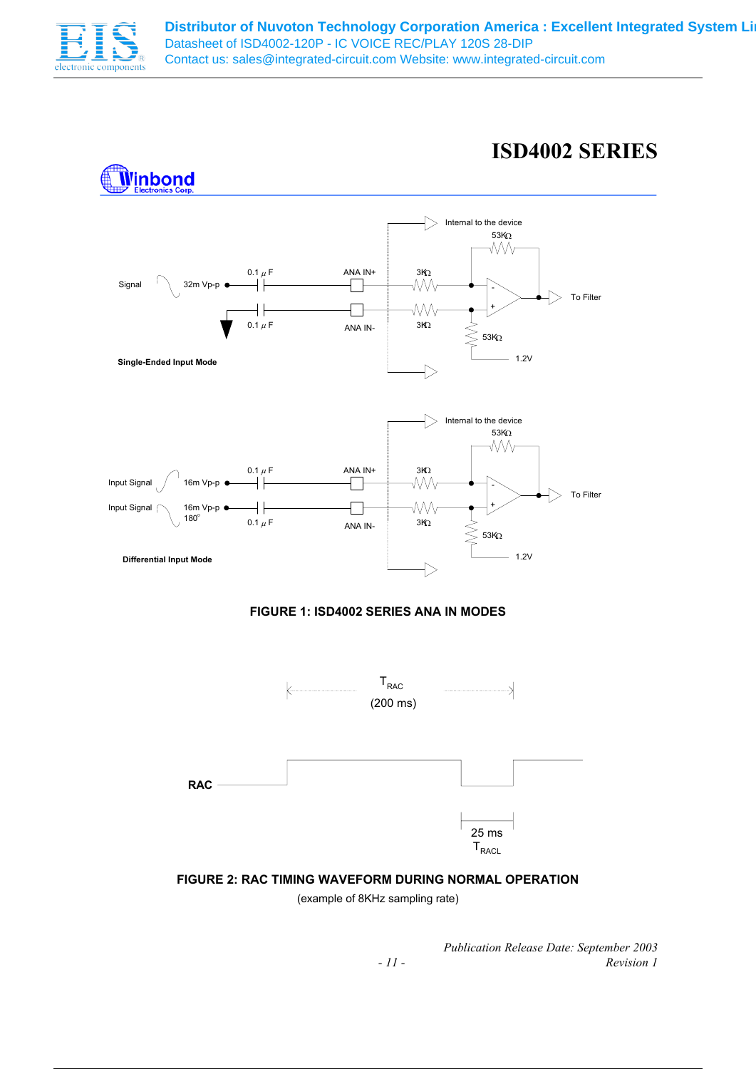# ISD4002 SERIES

Internal to the device

53KΩ

Signal 32m Vp-p 0.1 μF ANA IN+ 3KΩ To Filter

0.1 μF ANA IN- 3KΩ 53KΩ 1.2V

**Single-Ended Input Mode**

Internal to the device

53KΩ

Input Signal 16m Vp-p 0.1 μF ANA IN+ 3KΩ To Filter

Input Signal 16m Vp-p 180° 0.1 μF ANA IN- 3KΩ 53KΩ 1.2V

**Differential Input Mode**

**FIGURE 1: ISD4002 SERIES ANA IN MODES**

$T_{RAC}$ (200 ms)

RAC

25 ms $T_{RACL}$

**FIGURE 2: RAC TIMING WAVEFORM DURING NORMAL OPERATION**

(example of 8KHz sampling rate)

*Publication Release Date: September 2003*
*Revision 1*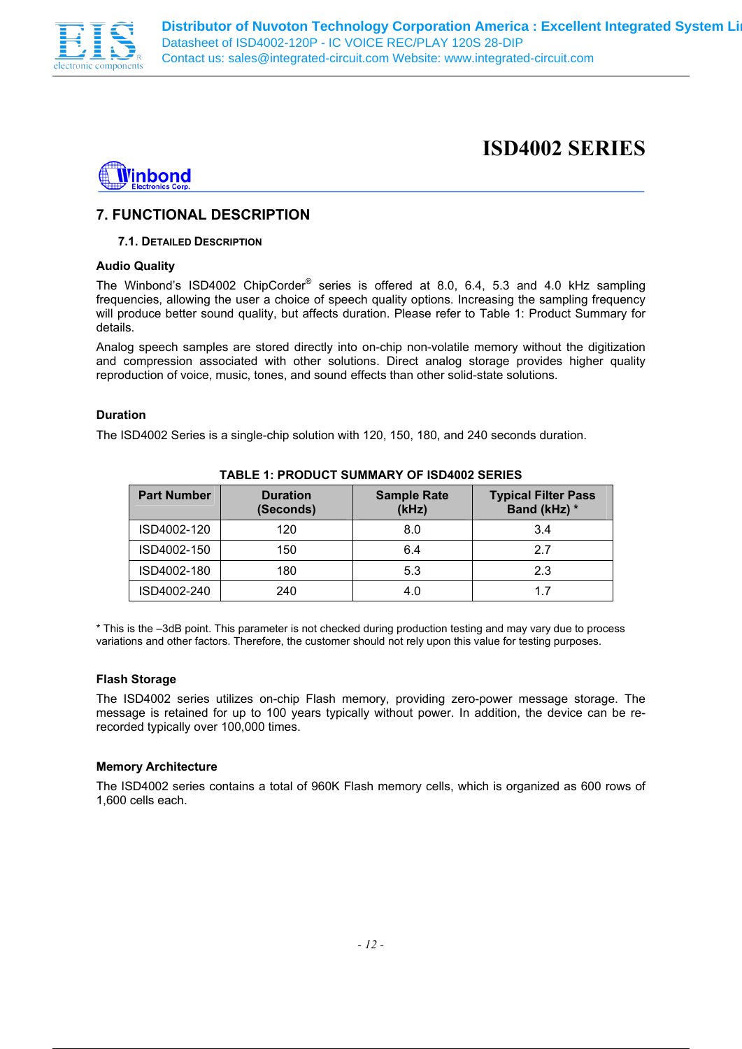# ISD4002 SERIES

## 7. FUNCTIONAL DESCRIPTION

### 7.1. DETAILED DESCRIPTION

**Audio Quality**

The Winbond's ISD4002 ChipCorder® series is offered at 8.0, 6.4, 5.3 and 4.0 kHz sampling frequencies, allowing the user a choice of speech quality options. Increasing the sampling frequency will produce better sound quality, but affects duration. Please refer to Table 1: Product Summary for details.

Analog speech samples are stored directly into on-chip non-volatile memory without the digitization and compression associated with other solutions. Direct analog storage provides higher quality reproduction of voice, music, tones, and sound effects than other solid-state solutions.

**Duration**

The ISD4002 Series is a single-chip solution with 120, 150, 180, and 240 seconds duration.

**TABLE 1: PRODUCT SUMMARY OF ISD4002 SERIES**

| Part Number | Duration (Seconds) | Sample Rate (kHz) | Typical Filter Pass Band (kHz) * |
|---|---|---|---|
| ISD4002-120 | 120 | 8.0 | 3.4 |
| ISD4002-150 | 150 | 6.4 | 2.7 |
| ISD4002-180 | 180 | 5.3 | 2.3 |
| ISD4002-240 | 240 | 4.0 | 1.7 |

* This is the –3dB point. This parameter is not checked during production testing and may vary due to process variations and other factors. Therefore, the customer should not rely upon this value for testing purposes.

**Flash Storage**

The ISD4002 series utilizes on-chip Flash memory, providing zero-power message storage. The message is retained for up to 100 years typically without power. In addition, the device can be re-recorded typically over 100,000 times.

**Memory Architecture**

The ISD4002 series contains a total of 960K Flash memory cells, which is organized as 600 rows of 1,600 cells each.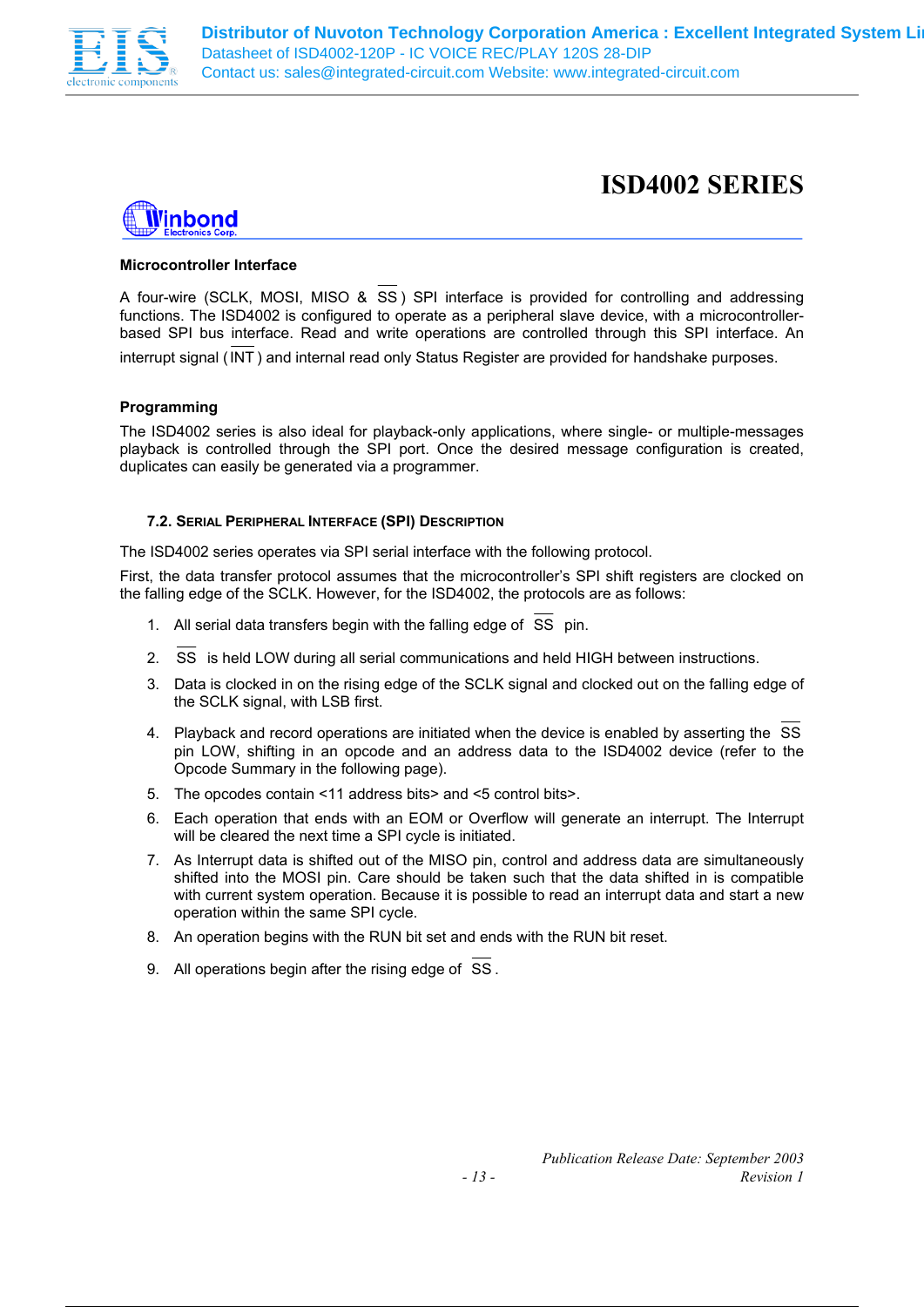## Microcontroller Interface

A four-wire (SCLK, MOSI, MISO & $\overline{SS}$) SPI interface is provided for controlling and addressing functions. The ISD4002 is configured to operate as a peripheral slave device, with a microcontroller-based SPI bus interface. Read and write operations are controlled through this SPI interface. An interrupt signal ($\overline{INT}$) and internal read only Status Register are provided for handshake purposes.

## Programming

The ISD4002 series is also ideal for playback-only applications, where single- or multiple-messages playback is controlled through the SPI port. Once the desired message configuration is created, duplicates can easily be generated via a programmer.

### 7.2. Serial Peripheral Interface (SPI) Description

The ISD4002 series operates via SPI serial interface with the following protocol.

First, the data transfer protocol assumes that the microcontroller's SPI shift registers are clocked on the falling edge of the SCLK. However, for the ISD4002, the protocols are as follows:

1. All serial data transfers begin with the falling edge of $\overline{SS}$ pin.
2. $\overline{SS}$ is held LOW during all serial communications and held HIGH between instructions.
3. Data is clocked in on the rising edge of the SCLK signal and clocked out on the falling edge of the SCLK signal, with LSB first.
4. Playback and record operations are initiated when the device is enabled by asserting the $\overline{SS}$ pin LOW, shifting in an opcode and an address data to the ISD4002 device (refer to the Opcode Summary in the following page).
5. The opcodes contain <11 address bits> and <5 control bits>.
6. Each operation that ends with an EOM or Overflow will generate an interrupt. The Interrupt will be cleared the next time a SPI cycle is initiated.
7. As Interrupt data is shifted out of the MISO pin, control and address data are simultaneously shifted into the MOSI pin. Care should be taken such that the data shifted in is compatible with current system operation. Because it is possible to read an interrupt data and start a new operation within the same SPI cycle.
8. An operation begins with the RUN bit set and ends with the RUN bit reset.
9. All operations begin after the rising edge of $\overline{SS}$.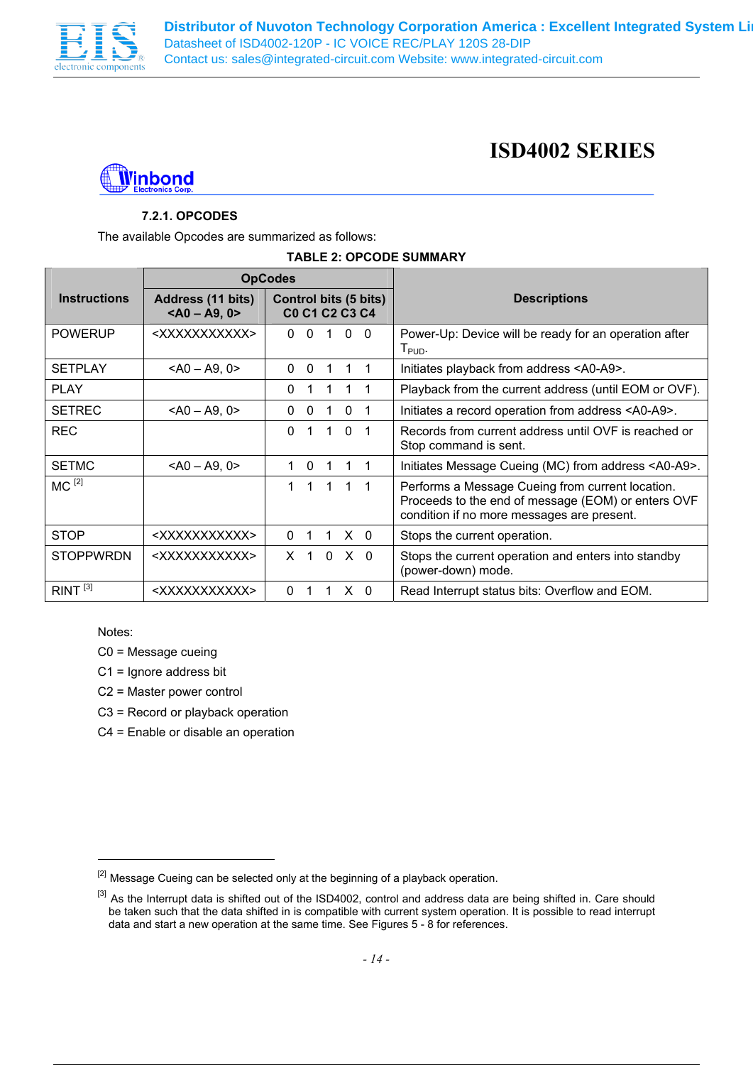#### 7.2.1. OPCODES

The available Opcodes are summarized as follows:

**TABLE 2: OPCODE SUMMARY**

| Instructions | OpCodes | | Descriptions |
|---|---|---|---|
| | Address (11 bits) <A0 – A9, 0> | Control bits (5 bits) C0 C1 C2 C3 C4 | |
| POWERUP | <XXXXXXXXXXX> | 0 0 1 0 0 | Power-Up: Device will be ready for an operation after $T_{PUD}$. |
| SETPLAY | <A0 – A9, 0> | 0 0 1 1 1 | Initiates playback from address <A0-A9>. |
| PLAY | | 0 1 1 1 1 | Playback from the current address (until EOM or OVF). |
| SETREC | <A0 – A9, 0> | 0 0 1 0 1 | Initiates a record operation from address <A0-A9>. |
| REC | | 0 1 1 0 1 | Records from current address until OVF is reached or Stop command is sent. |
| SETMC | <A0 – A9, 0> | 1 0 1 1 1 | Initiates Message Cueing (MC) from address <A0-A9>. |
| MC [2] | | 1 1 1 1 1 | Performs a Message Cueing from current location. Proceeds to the end of message (EOM) or enters OVF condition if no more messages are present. |
| STOP | <XXXXXXXXXXX> | 0 1 1 X 0 | Stops the current operation. |
| STOPPWRDN | <XXXXXXXXXXX> | X 1 0 X 0 | Stops the current operation and enters into standby (power-down) mode. |
| RINT [3] | <XXXXXXXXXXX> | 0 1 1 X 0 | Read Interrupt status bits: Overflow and EOM. |

Notes:

C0 = Message cueing

C1 = Ignore address bit

C2 = Master power control

C3 = Record or playback operation

C4 = Enable or disable an operation

---

[2] Message Cueing can be selected only at the beginning of a playback operation.

[3] As the Interrupt data is shifted out of the ISD4002, control and address data are being shifted in. Care should be taken such that the data shifted in is compatible with current system operation. It is possible to read interrupt data and start a new operation at the same time. See Figures 5 - 8 for references.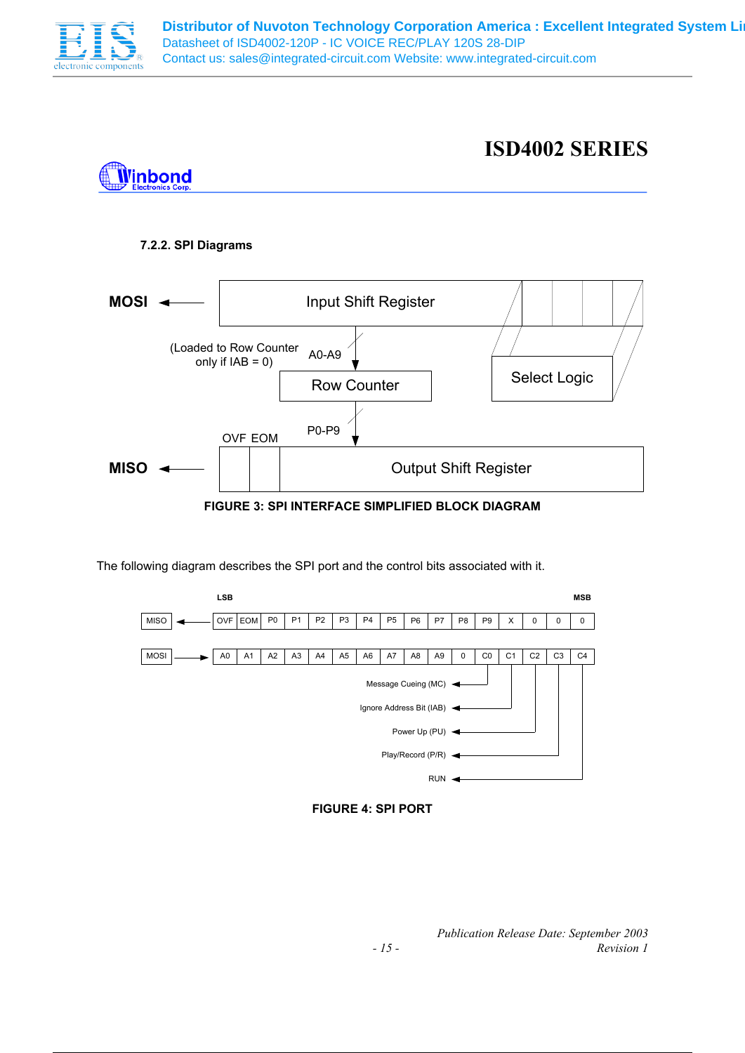#### 7.2.2. SPI Diagrams

MOSI

Input Shift Register

(Loaded to Row Counter only if IAB = 0)

A0-A9

Row Counter

Select Logic

P0-P9

OVF EOM

MISO

Output Shift Register

**FIGURE 3: SPI INTERFACE SIMPLIFIED BLOCK DIAGRAM**

The following diagram describes the SPI port and the control bits associated with it.

| | LSB | | | | | | | | | | | | | | | MSB |
|---|---|---|---|---|---|---|---|---|---|---|---|---|---|---|---|---|
| MISO | OVF | EOM | P0 | P1 | P2 | P3 | P4 | P5 | P6 | P7 | P8 | P9 | X | 0 | 0 | 0 |
| MOSI | A0 | A1 | A2 | A3 | A4 | A5 | A6 | A7 | A8 | A9 | 0 | C0 | C1 | C2 | C3 | C4 |

- C0: Message Cueing (MC)
- C1: Ignore Address Bit (IAB)
- C2: Power Up (PU)
- C3: Play/Record (P/R)
- C4: RUN

**FIGURE 4: SPI PORT**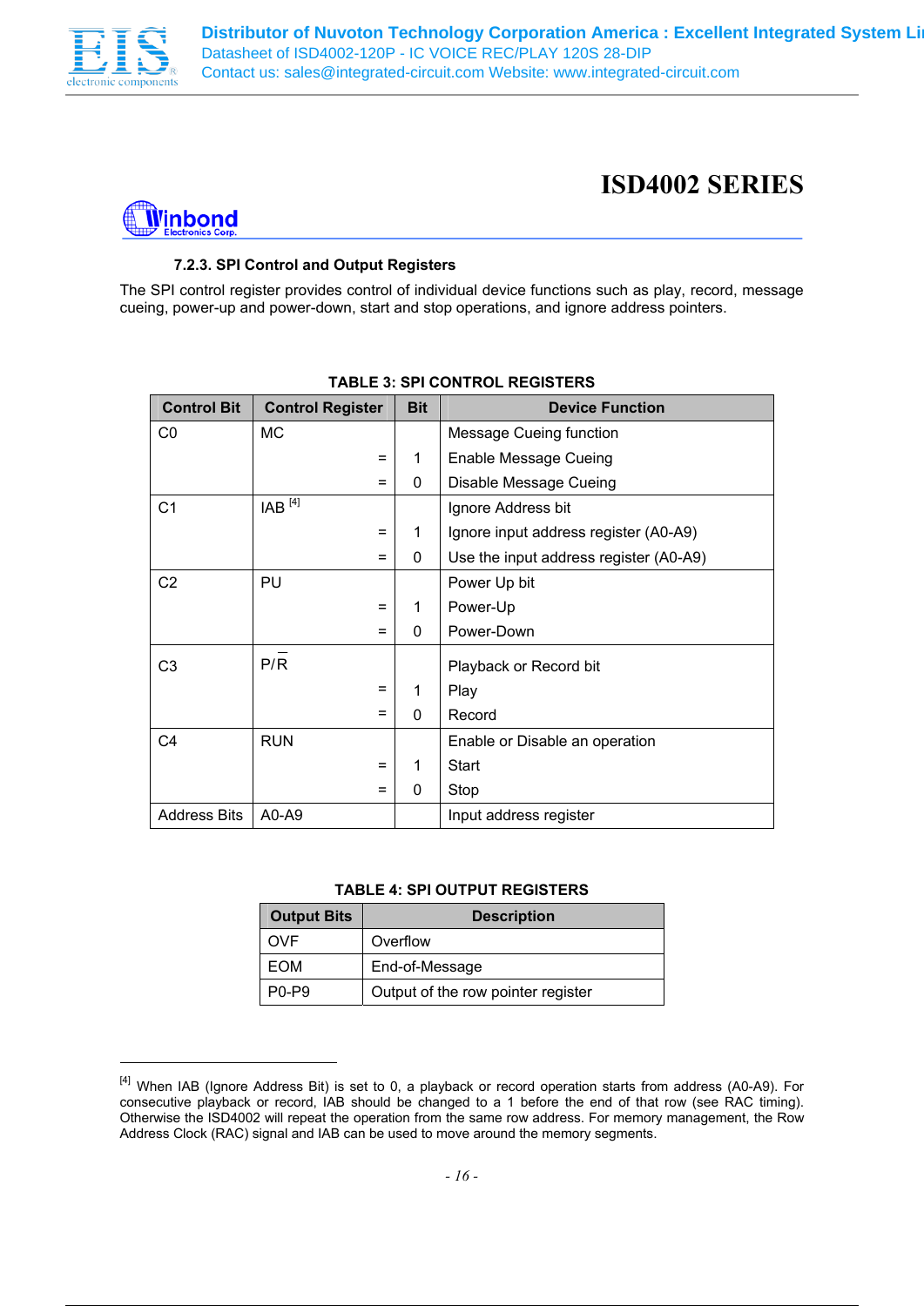### 7.2.3. SPI Control and Output Registers

The SPI control register provides control of individual device functions such as play, record, message cueing, power-up and power-down, start and stop operations, and ignore address pointers.

**TABLE 3: SPI CONTROL REGISTERS**

| Control Bit | Control Register | Bit | Device Function |
|---|---|---|---|
| C0 | MC | | Message Cueing function |
| | = | 1 | Enable Message Cueing |
| | = | 0 | Disable Message Cueing |
| C1 | IAB [4] | | Ignore Address bit |
| | = | 1 | Ignore input address register (A0-A9) |
| | = | 0 | Use the input address register (A0-A9) |
| C2 | PU | | Power Up bit |
| | = | 1 | Power-Up |
| | = | 0 | Power-Down |
| C3 | P/$\overline{R}$ | | Playback or Record bit |
| | = | 1 | Play |
| | = | 0 | Record |
| C4 | RUN | | Enable or Disable an operation |
| | = | 1 | Start |
| | = | 0 | Stop |
| Address Bits | A0-A9 | | Input address register |

**TABLE 4: SPI OUTPUT REGISTERS**

| Output Bits | Description |
|---|---|
| OVF | Overflow |
| EOM | End-of-Message |
| P0-P9 | Output of the row pointer register |

[4] When IAB (Ignore Address Bit) is set to 0, a playback or record operation starts from address (A0-A9). For consecutive playback or record, IAB should be changed to a 1 before the end of that row (see RAC timing). Otherwise the ISD4002 will repeat the operation from the same row address. For memory management, the Row Address Clock (RAC) signal and IAB can be used to move around the memory segments.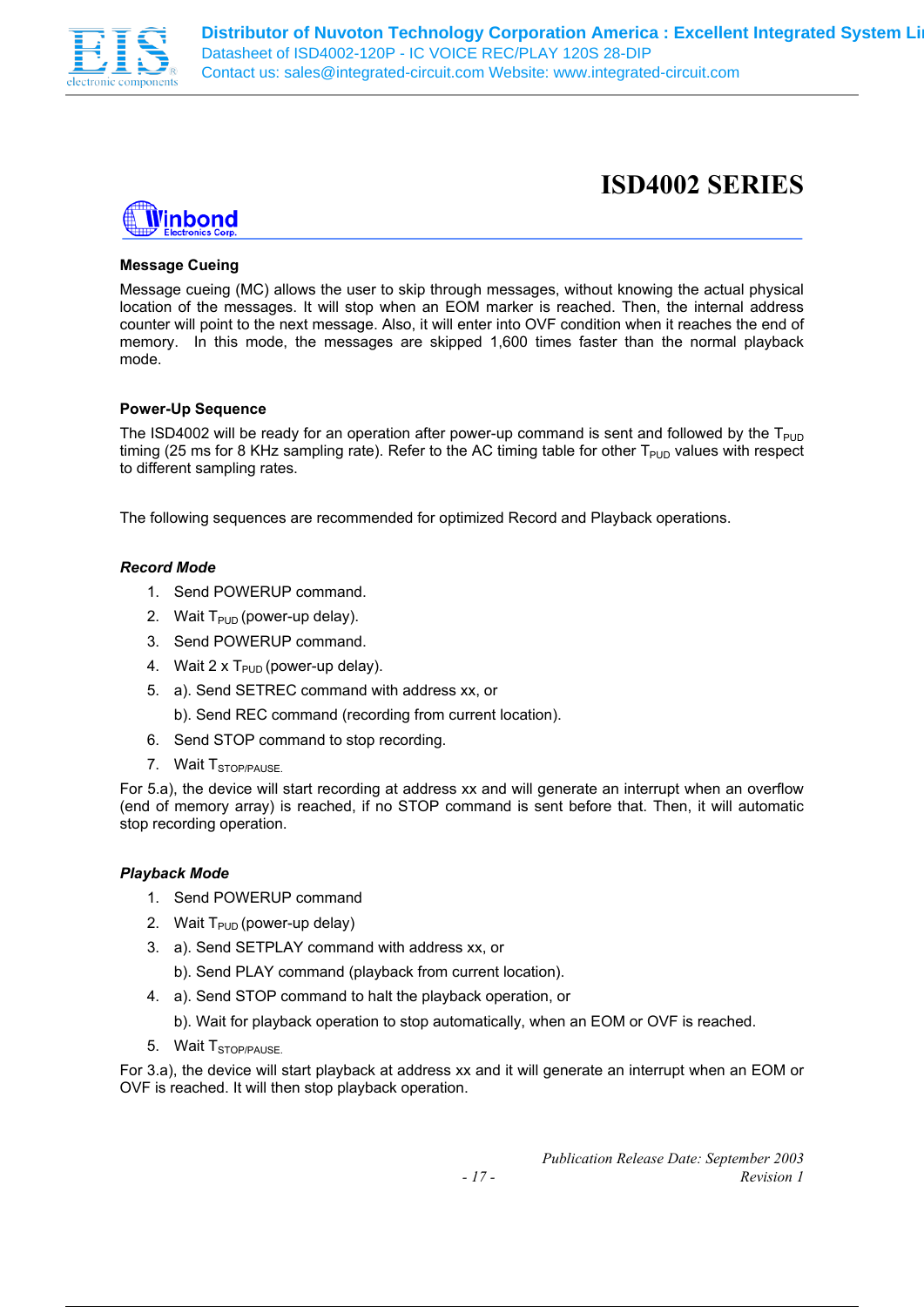### Message Cueing

Message cueing (MC) allows the user to skip through messages, without knowing the actual physical location of the messages. It will stop when an EOM marker is reached. Then, the internal address counter will point to the next message. Also, it will enter into OVF condition when it reaches the end of memory. In this mode, the messages are skipped 1,600 times faster than the normal playback mode.

### Power-Up Sequence

The ISD4002 will be ready for an operation after power-up command is sent and followed by the $T_{PUD}$ timing (25 ms for 8 KHz sampling rate). Refer to the AC timing table for other $T_{PUD}$ values with respect to different sampling rates.

The following sequences are recommended for optimized Record and Playback operations.

#### *Record Mode*

1. Send POWERUP command.
2. Wait $T_{PUD}$ (power-up delay).
3. Send POWERUP command.
4. Wait 2 x $T_{PUD}$ (power-up delay).
5. a). Send SETREC command with address xx, or

   b). Send REC command (recording from current location).
6. Send STOP command to stop recording.
7. Wait $T_{STOP/PAUSE}$.

For 5.a), the device will start recording at address xx and will generate an interrupt when an overflow (end of memory array) is reached, if no STOP command is sent before that. Then, it will automatic stop recording operation.

#### *Playback Mode*

1. Send POWERUP command
2. Wait $T_{PUD}$ (power-up delay)
3. a). Send SETPLAY command with address xx, or

   b). Send PLAY command (playback from current location).
4. a). Send STOP command to halt the playback operation, or

   b). Wait for playback operation to stop automatically, when an EOM or OVF is reached.
5. Wait $T_{STOP/PAUSE}$.

For 3.a), the device will start playback at address xx and it will generate an interrupt when an EOM or OVF is reached. It will then stop playback operation.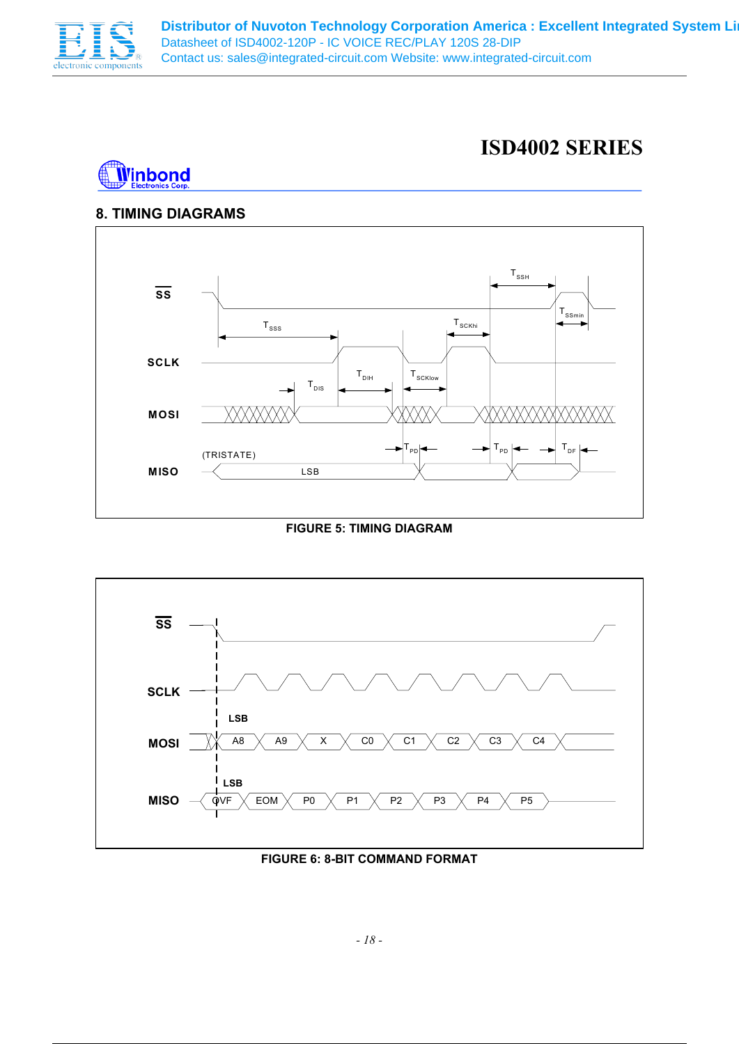## 8. TIMING DIAGRAMS

FIGURE 5: TIMING DIAGRAM

FIGURE 6: 8-BIT COMMAND FORMAT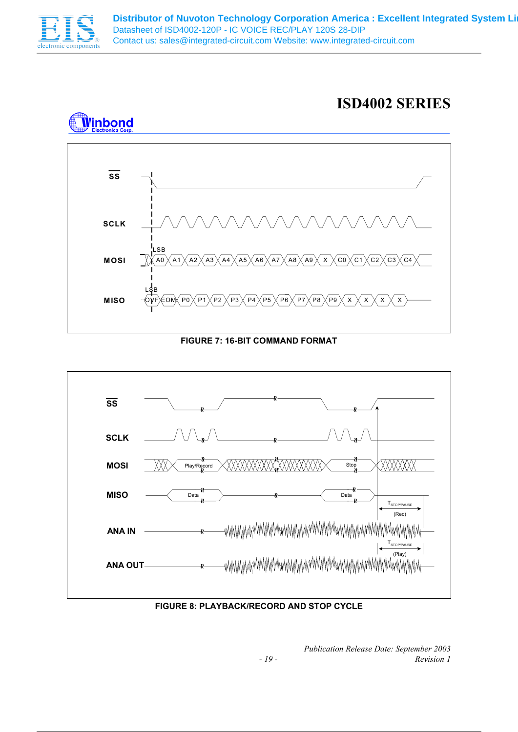# ISD4002 SERIES

FIGURE 7: 16-BIT COMMAND FORMAT

FIGURE 8: PLAYBACK/RECORD AND STOP CYCLE

*Publication Release Date: September 2003*
*Revision 1*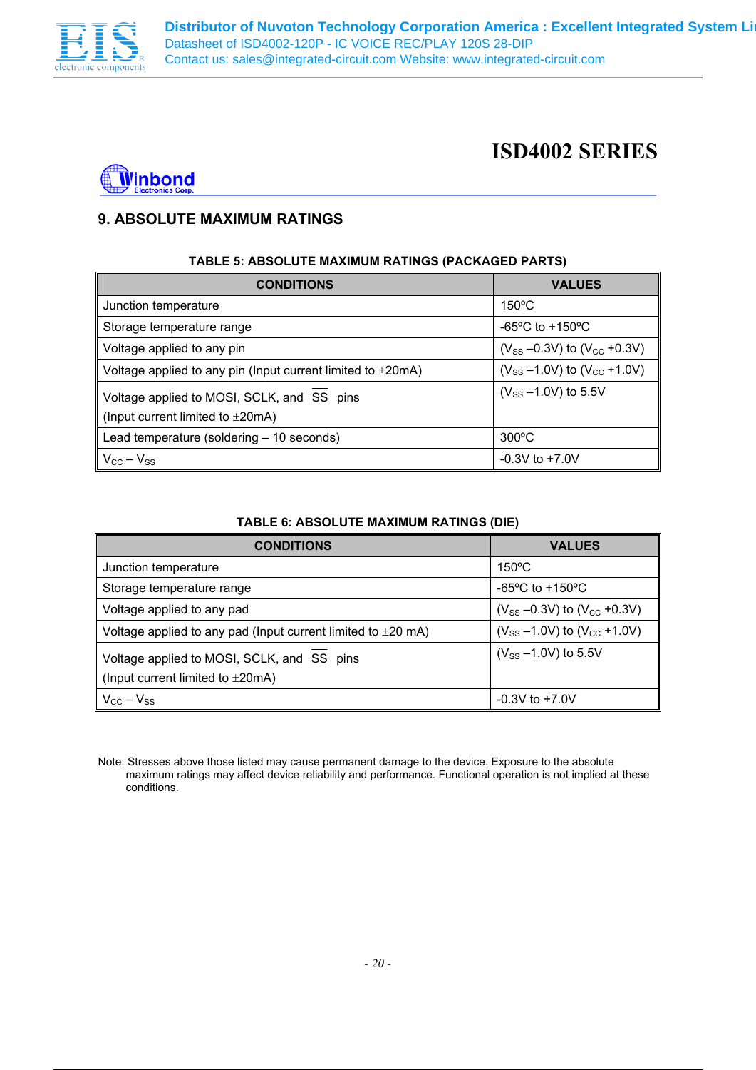# ISD4002 SERIES

## 9. ABSOLUTE MAXIMUM RATINGS

**TABLE 5: ABSOLUTE MAXIMUM RATINGS (PACKAGED PARTS)**

| CONDITIONS | VALUES |
| --- | --- |
| Junction temperature | 150ºC |
| Storage temperature range | -65ºC to +150ºC |
| Voltage applied to any pin | ($V_{SS}$ –0.3V) to ($V_{CC}$ +0.3V) |
| Voltage applied to any pin (Input current limited to ±20mA) | ($V_{SS}$ –1.0V) to ($V_{CC}$ +1.0V) |
| Voltage applied to MOSI, SCLK, and $\overline{SS}$ pins (Input current limited to ±20mA) | ($V_{SS}$ –1.0V) to 5.5V |
| Lead temperature (soldering – 10 seconds) | 300ºC |
| $V_{CC} – V_{SS}$ | -0.3V to +7.0V |

**TABLE 6: ABSOLUTE MAXIMUM RATINGS (DIE)**

| CONDITIONS | VALUES |
| --- | --- |
| Junction temperature | 150ºC |
| Storage temperature range | -65ºC to +150ºC |
| Voltage applied to any pad | ($V_{SS}$ –0.3V) to ($V_{CC}$ +0.3V) |
| Voltage applied to any pad (Input current limited to ±20 mA) | ($V_{SS}$ –1.0V) to ($V_{CC}$ +1.0V) |
| Voltage applied to MOSI, SCLK, and $\overline{SS}$ pins (Input current limited to ±20mA) | ($V_{SS}$ –1.0V) to 5.5V |
| $V_{CC} – V_{SS}$ | -0.3V to +7.0V |

Note: Stresses above those listed may cause permanent damage to the device. Exposure to the absolute maximum ratings may affect device reliability and performance. Functional operation is not implied at these conditions.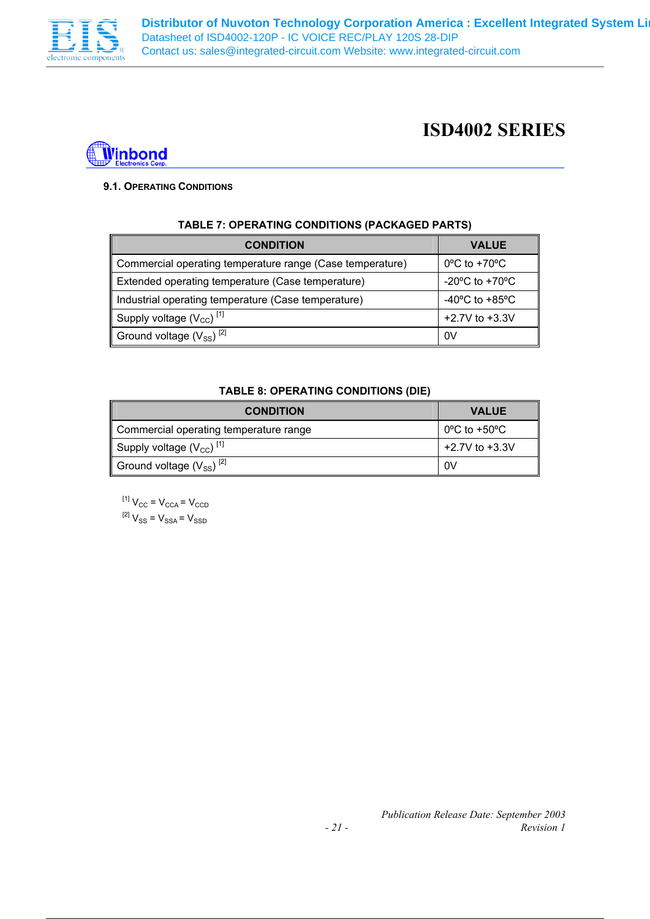### 9.1. OPERATING CONDITIONS

**TABLE 7: OPERATING CONDITIONS (PACKAGED PARTS)**

| CONDITION | VALUE |
|---|---|
| Commercial operating temperature range (Case temperature) | 0ºC to +70ºC |
| Extended operating temperature (Case temperature) | -20ºC to +70ºC |
| Industrial operating temperature (Case temperature) | -40ºC to +85ºC |
| Supply voltage ($V_{CC}$) [1] | +2.7V to +3.3V |
| Ground voltage ($V_{SS}$) [2] | 0V |

**TABLE 8: OPERATING CONDITIONS (DIE)**

| CONDITION | VALUE |
|---|---|
| Commercial operating temperature range | 0ºC to +50ºC |
| Supply voltage ($V_{CC}$) [1] | +2.7V to +3.3V |
| Ground voltage ($V_{SS}$) [2] | 0V |

[1] $V_{CC} = V_{CCA} = V_{CCD}$

[2] $V_{SS} = V_{SSA} = V_{SSD}$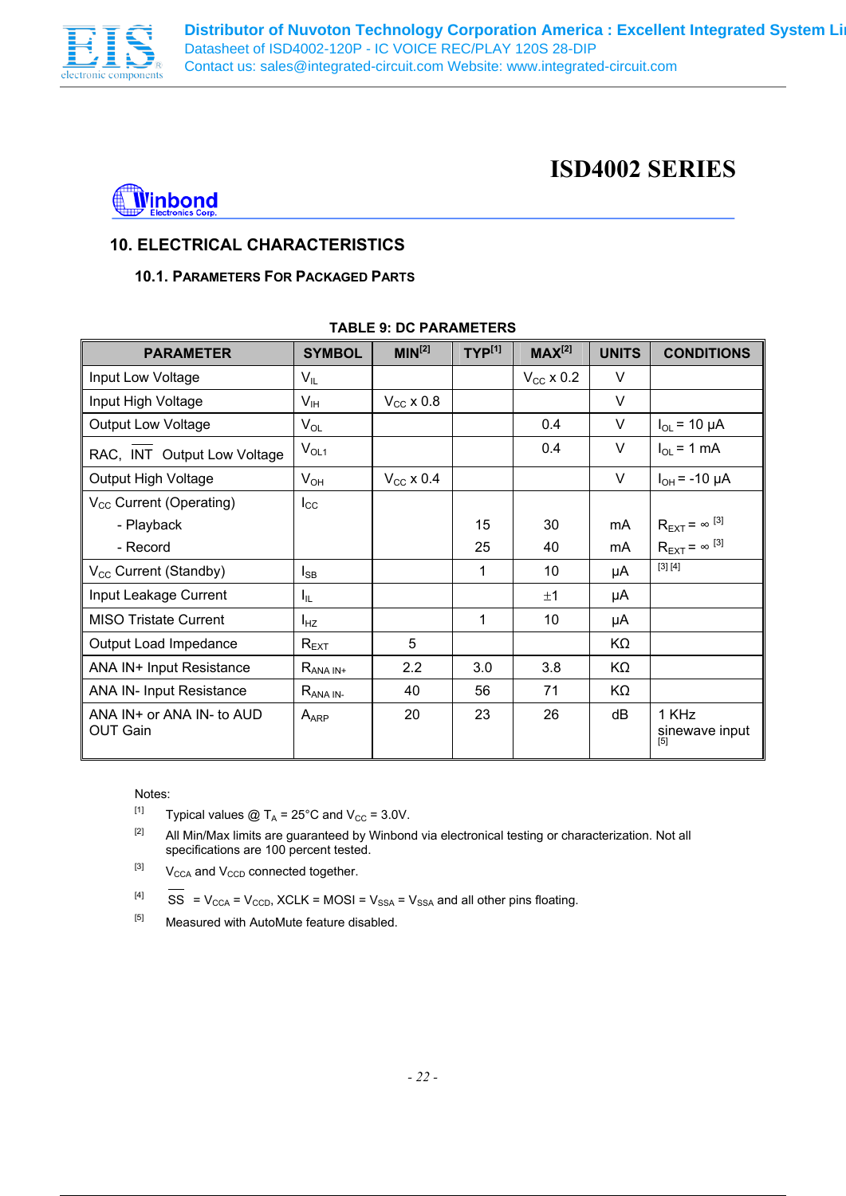# ISD4002 SERIES

## 10. ELECTRICAL CHARACTERISTICS

### 10.1. PARAMETERS FOR PACKAGED PARTS

**TABLE 9: DC PARAMETERS**

| PARAMETER | SYMBOL | MIN[2] | TYP[1] | MAX[2] | UNITS | CONDITIONS |
|---|---|---|---|---|---|---|
| Input Low Voltage | $V_{IL}$ | | | $V_{CC}$ x 0.2 | V | |
| Input High Voltage | $V_{IH}$ | $V_{CC}$ x 0.8 | | | V | |
| Output Low Voltage | $V_{OL}$ | | | 0.4 | V | $I_{OL}$ = 10 µA |
| RAC, $\overline{\text{INT}}$ Output Low Voltage | $V_{OL1}$ | | | 0.4 | V | $I_{OL}$ = 1 mA |
| Output High Voltage | $V_{OH}$ | $V_{CC}$ x 0.4 | | | V | $I_{OH}$ = -10 µA |
| $V_{CC}$ Current (Operating) | $I_{CC}$ | | | | | |
| - Playback | | | 15 | 30 | mA | $R_{EXT} = \infty$ [3] |
| - Record | | | 25 | 40 | mA | $R_{EXT} = \infty$ [3] |
| $V_{CC}$ Current (Standby) | $I_{SB}$ | | 1 | 10 | µA | [3] [4] |
| Input Leakage Current | $I_{IL}$ | | | ±1 | µA | |
| MISO Tristate Current | $I_{HZ}$ | | 1 | 10 | µA | |
| Output Load Impedance | $R_{EXT}$ | 5 | | | KΩ | |
| ANA IN+ Input Resistance | $R_{ANA\ IN+}$ | 2.2 | 3.0 | 3.8 | KΩ | |
| ANA IN- Input Resistance | $R_{ANA\ IN-}$ | 40 | 56 | 71 | KΩ | |
| ANA IN+ or ANA IN- to AUD OUT Gain | $A_{ARP}$ | 20 | 23 | 26 | dB | 1 KHz sinewave input [5] |

Notes:

[1] Typical values @ $T_A$ = 25°C and $V_{CC}$ = 3.0V.

[2] All Min/Max limits are guaranteed by Winbond via electronical testing or characterization. Not all specifications are 100 percent tested.

[3] $V_{CCA}$ and $V_{CCD}$ connected together.

[4] $\overline{\text{SS}}$ = $V_{CCA}$ = $V_{CCD}$, XCLK = MOSI = $V_{SSA}$ = $V_{SSA}$ and all other pins floating.

[5] Measured with AutoMute feature disabled.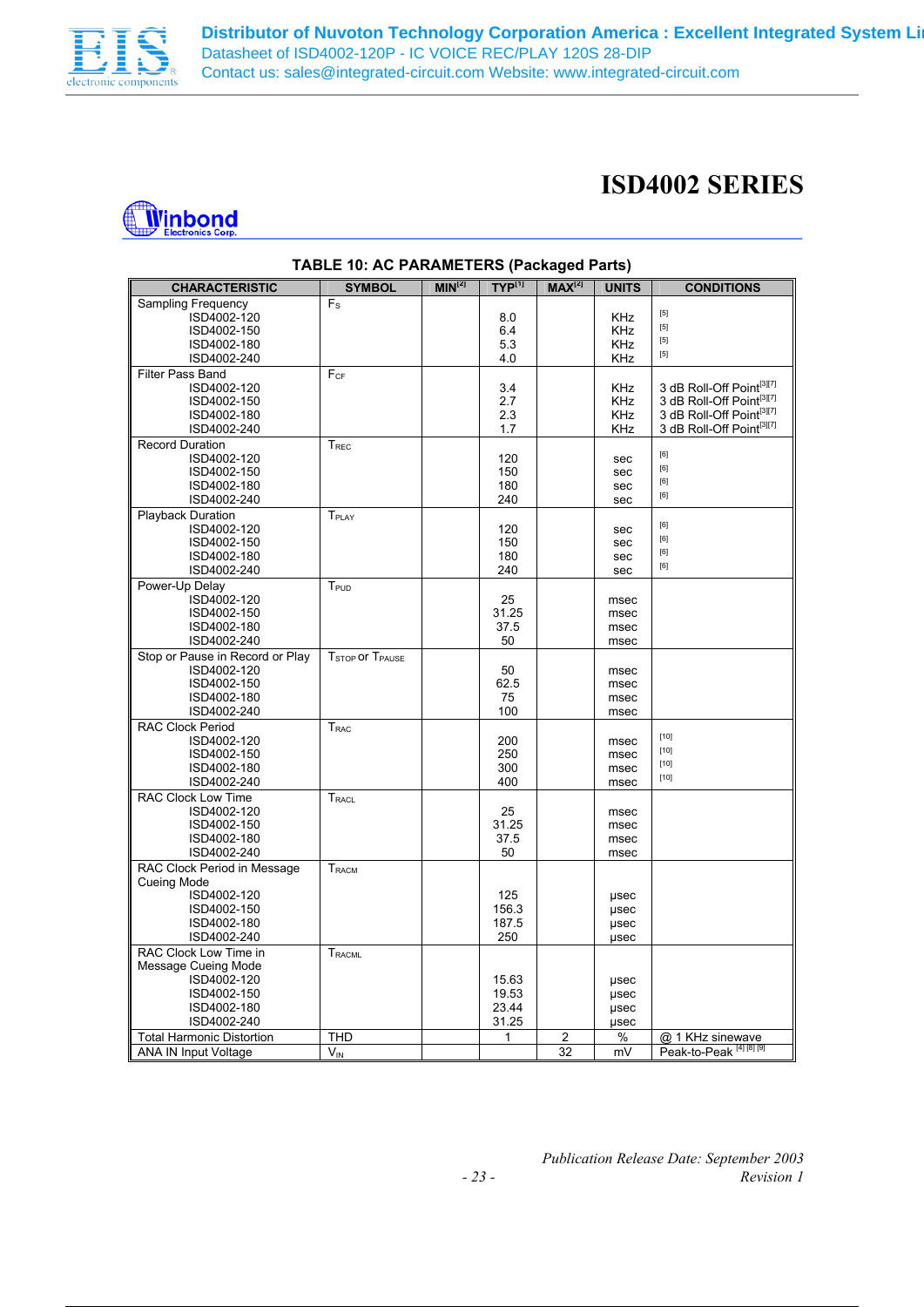# ISD4002 SERIES

## TABLE 10: AC PARAMETERS (Packaged Parts)

| CHARACTERISTIC | SYMBOL | MIN[2] | TYP[1] | MAX[2] | UNITS | CONDITIONS |
|---|---|---|---|---|---|---|
| Sampling Frequency | $F_S$ | | | | | |
| ISD4002-120 | | | 8.0 | | KHz | [5] |
| ISD4002-150 | | | 6.4 | | KHz | [5] |
| ISD4002-180 | | | 5.3 | | KHz | [5] |
| ISD4002-240 | | | 4.0 | | KHz | [5] |
| Filter Pass Band | $F_{CF}$ | | | | | |
| ISD4002-120 | | | 3.4 | | KHz | 3 dB Roll-Off Point[3][7] |
| ISD4002-150 | | | 2.7 | | KHz | 3 dB Roll-Off Point[3][7] |
| ISD4002-180 | | | 2.3 | | KHz | 3 dB Roll-Off Point[3][7] |
| ISD4002-240 | | | 1.7 | | KHz | 3 dB Roll-Off Point[3][7] |
| Record Duration | $T_{REC}$ | | | | | |
| ISD4002-120 | | | 120 | | sec | [6] |
| ISD4002-150 | | | 150 | | sec | [6] |
| ISD4002-180 | | | 180 | | sec | [6] |
| ISD4002-240 | | | 240 | | sec | [6] |
| Playback Duration | $T_{PLAY}$ | | | | | |
| ISD4002-120 | | | 120 | | sec | [6] |
| ISD4002-150 | | | 150 | | sec | [6] |
| ISD4002-180 | | | 180 | | sec | [6] |
| ISD4002-240 | | | 240 | | sec | [6] |
| Power-Up Delay | $T_{PUD}$ | | | | | |
| ISD4002-120 | | | 25 | | msec | |
| ISD4002-150 | | | 31.25 | | msec | |
| ISD4002-180 | | | 37.5 | | msec | |
| ISD4002-240 | | | 50 | | msec | |
| Stop or Pause in Record or Play | $T_{STOP}$ or $T_{PAUSE}$ | | | | | |
| ISD4002-120 | | | 50 | | msec | |
| ISD4002-150 | | | 62.5 | | msec | |
| ISD4002-180 | | | 75 | | msec | |
| ISD4002-240 | | | 100 | | msec | |
| RAC Clock Period | $T_{RAC}$ | | | | | |
| ISD4002-120 | | | 200 | | msec | [10] |
| ISD4002-150 | | | 250 | | msec | [10] |
| ISD4002-180 | | | 300 | | msec | [10] |
| ISD4002-240 | | | 400 | | msec | [10] |
| RAC Clock Low Time | $T_{RACL}$ | | | | | |
| ISD4002-120 | | | 25 | | msec | |
| ISD4002-150 | | | 31.25 | | msec | |
| ISD4002-180 | | | 37.5 | | msec | |
| ISD4002-240 | | | 50 | | msec | |
| RAC Clock Period in Message Cueing Mode | $T_{RACM}$ | | | | | |
| ISD4002-120 | | | 125 | | µsec | |
| ISD4002-150 | | | 156.3 | | µsec | |
| ISD4002-180 | | | 187.5 | | µsec | |
| ISD4002-240 | | | 250 | | µsec | |
| RAC Clock Low Time in Message Cueing Mode | $T_{RACML}$ | | | | | |
| ISD4002-120 | | | 15.63 | | µsec | |
| ISD4002-150 | | | 19.53 | | µsec | |
| ISD4002-180 | | | 23.44 | | µsec | |
| ISD4002-240 | | | 31.25 | | µsec | |
| Total Harmonic Distortion | THD | | 1 | 2 | % | @ 1 KHz sinewave |
| ANA IN Input Voltage | $V_{IN}$ | | | 32 | mV | Peak-to-Peak [4] [8] [9] |

*Publication Release Date: September 2003*
*Revision 1*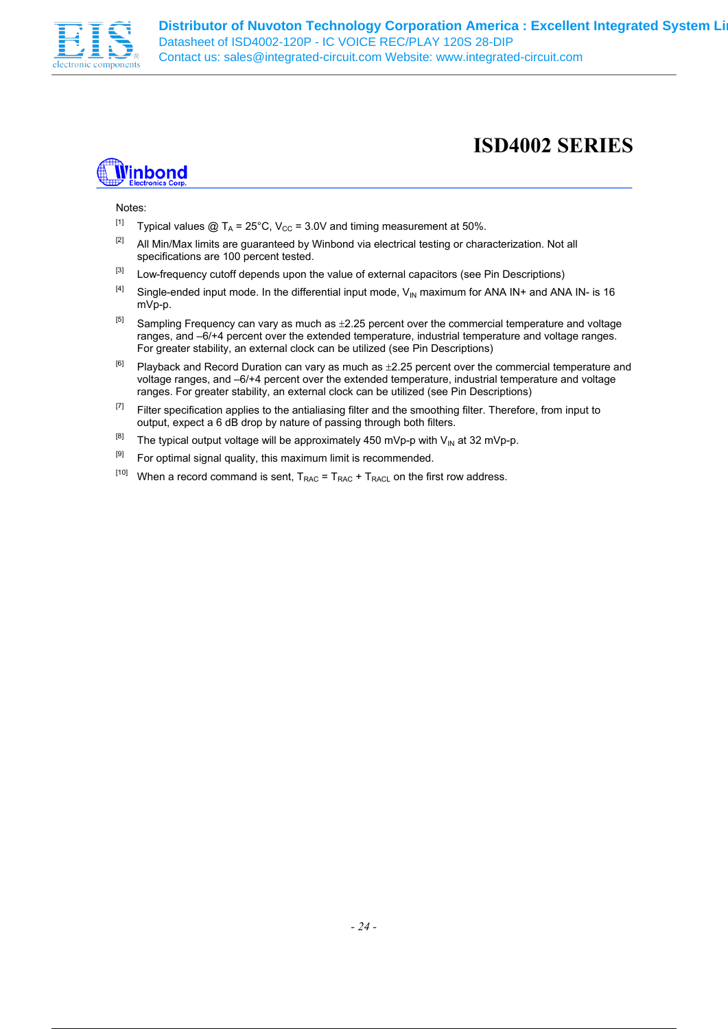Notes:

[1] Typical values @ $T_A$ = 25°C, $V_{CC}$ = 3.0V and timing measurement at 50%.

[2] All Min/Max limits are guaranteed by Winbond via electrical testing or characterization. Not all specifications are 100 percent tested.

[3] Low-frequency cutoff depends upon the value of external capacitors (see Pin Descriptions)

[4] Single-ended input mode. In the differential input mode, $V_{IN}$ maximum for ANA IN+ and ANA IN- is 16 mVp-p.

[5] Sampling Frequency can vary as much as ±2.25 percent over the commercial temperature and voltage ranges, and –6/+4 percent over the extended temperature, industrial temperature and voltage ranges. For greater stability, an external clock can be utilized (see Pin Descriptions)

[6] Playback and Record Duration can vary as much as ±2.25 percent over the commercial temperature and voltage ranges, and –6/+4 percent over the extended temperature, industrial temperature and voltage ranges. For greater stability, an external clock can be utilized (see Pin Descriptions)

[7] Filter specification applies to the antialiasing filter and the smoothing filter. Therefore, from input to output, expect a 6 dB drop by nature of passing through both filters.

[8] The typical output voltage will be approximately 450 mVp-p with $V_{IN}$ at 32 mVp-p.

[9] For optimal signal quality, this maximum limit is recommended.

[10] When a record command is sent, $T_{RAC}$ = $T_{RAC}$ + $T_{RACL}$ on the first row address.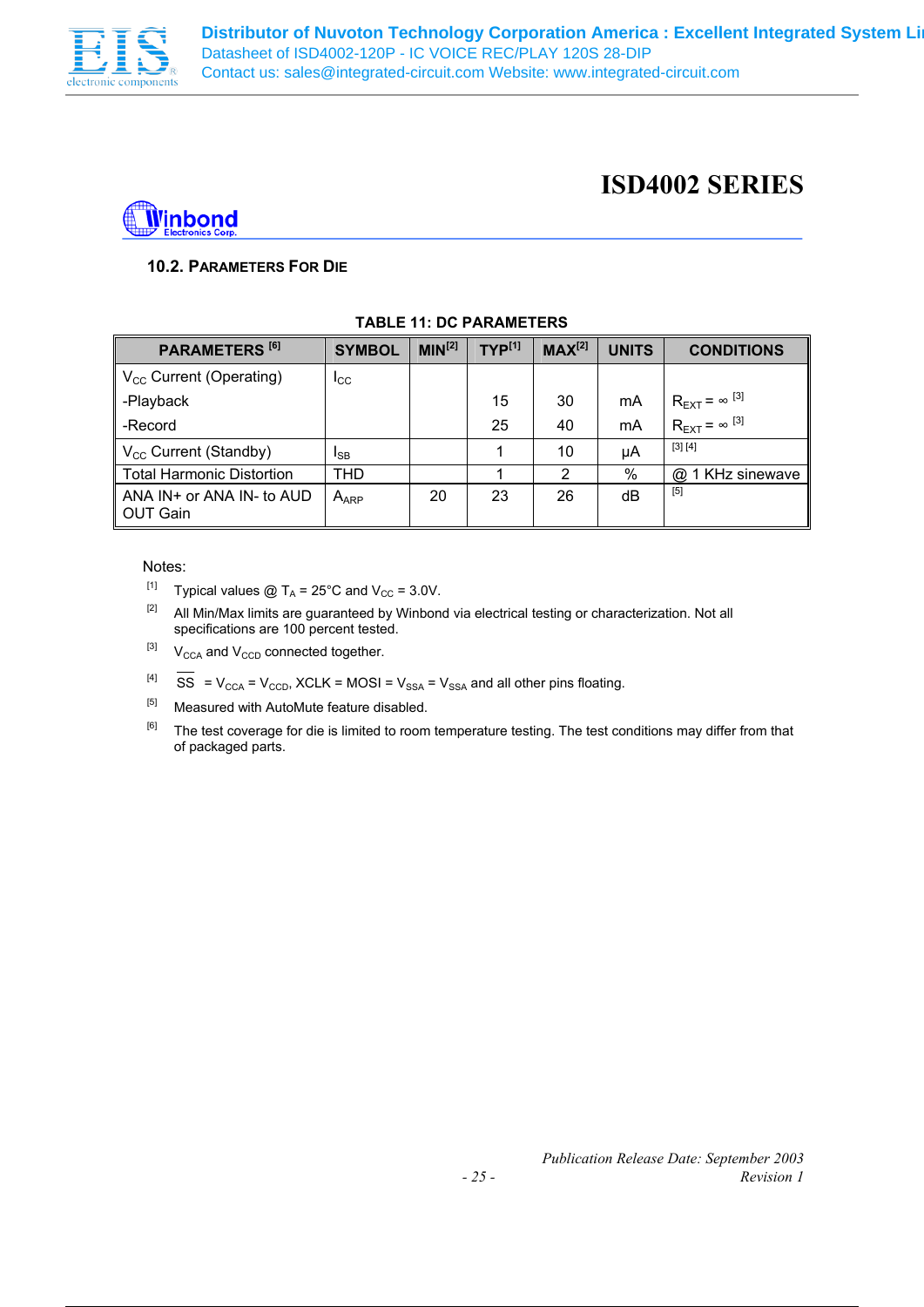## 10.2. PARAMETERS FOR DIE

**TABLE 11: DC PARAMETERS**

| PARAMETERS [6] | SYMBOL | MIN[2] | TYP[1] | MAX[2] | UNITS | CONDITIONS |
|---|---|---|---|---|---|---|
| $V_{CC}$ Current (Operating) | $I_{CC}$ | | | | | |
| -Playback | | | 15 | 30 | mA | $R_{EXT} = \infty$ [3] |
| -Record | | | 25 | 40 | mA | $R_{EXT} = \infty$ [3] |
| $V_{CC}$ Current (Standby) | $I_{SB}$ | | 1 | 10 | μA | [3] [4] |
| Total Harmonic Distortion | THD | | 1 | 2 | % | @ 1 KHz sinewave |
| ANA IN+ or ANA IN- to AUD OUT Gain | $A_{ARP}$ | 20 | 23 | 26 | dB | [5] |

Notes:

[1] Typical values @ $T_A$ = 25°C and $V_{CC}$ = 3.0V.

[2] All Min/Max limits are guaranteed by Winbond via electrical testing or characterization. Not all specifications are 100 percent tested.

[3] $V_{CCA}$ and $V_{CCD}$ connected together.

[4] $\overline{SS}$ = $V_{CCA}$ = $V_{CCD}$, XCLK = MOSI = $V_{SSA}$ = $V_{SSA}$ and all other pins floating.

[5] Measured with AutoMute feature disabled.

[6] The test coverage for die is limited to room temperature testing. The test conditions may differ from that of packaged parts.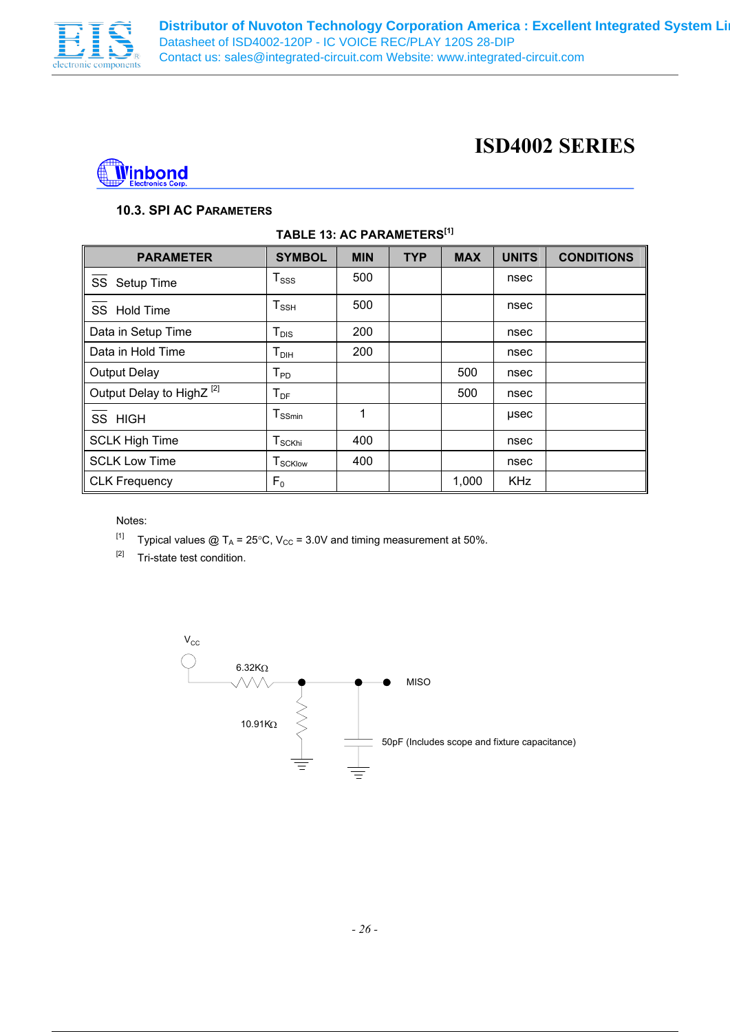# ISD4002 SERIES

### 10.3. SPI AC PARAMETERS

**TABLE 13: AC PARAMETERS[1]**

| PARAMETER | SYMBOL | MIN | TYP | MAX | UNITS | CONDITIONS |
|---|---|---|---|---|---|---|
| $\overline{SS}$ Setup Time | $T_{SSS}$ | 500 | | | nsec | |
| $\overline{SS}$ Hold Time | $T_{SSH}$ | 500 | | | nsec | |
| Data in Setup Time | $T_{DIS}$ | 200 | | | nsec | |
| Data in Hold Time | $T_{DIH}$ | 200 | | | nsec | |
| Output Delay | $T_{PD}$ | | | 500 | nsec | |
| Output Delay to HighZ [2] | $T_{DF}$ | | | 500 | nsec | |
| $\overline{SS}$ HIGH | $T_{SSmin}$ | 1 | | | µsec | |
| SCLK High Time | $T_{SCKhi}$ | 400 | | | nsec | |
| SCLK Low Time | $T_{SCKlow}$ | 400 | | | nsec | |
| CLK Frequency | $F_0$ | | | 1,000 | KHz | |

Notes:

[1] Typical values @ $T_A$ = 25°C, $V_{CC}$ = 3.0V and timing measurement at 50%.

[2] Tri-state test condition.

$V_{CC}$

6.32KΩ

10.91KΩ

MISO

50pF (Includes scope and fixture capacitance)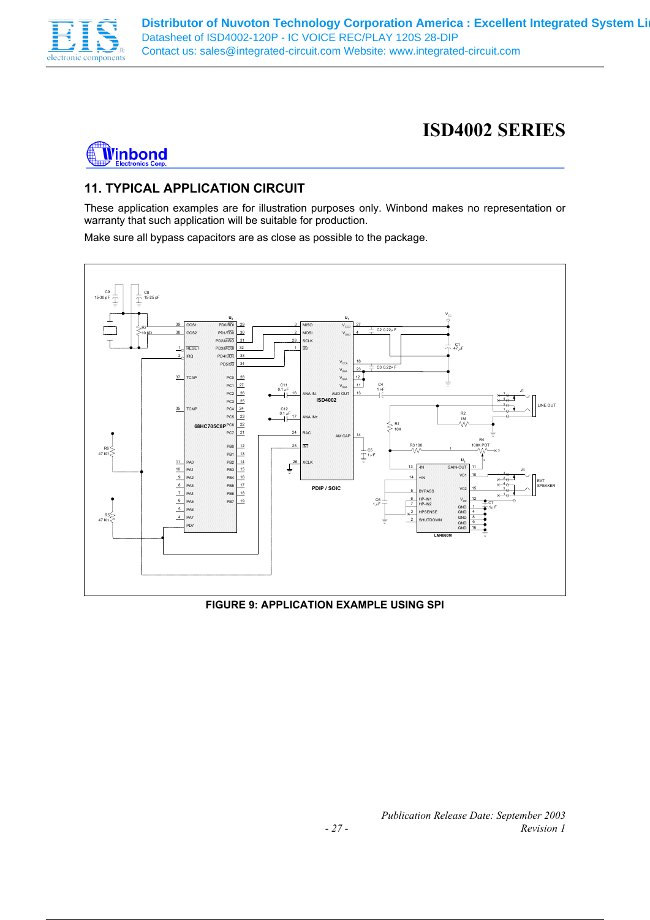## 11. TYPICAL APPLICATION CIRCUIT

These application examples are for illustration purposes only. Winbond makes no representation or warranty that such application will be suitable for production.

Make sure all bypass capacitors are as close as possible to the package.

FIGURE 9: APPLICATION EXAMPLE USING SPI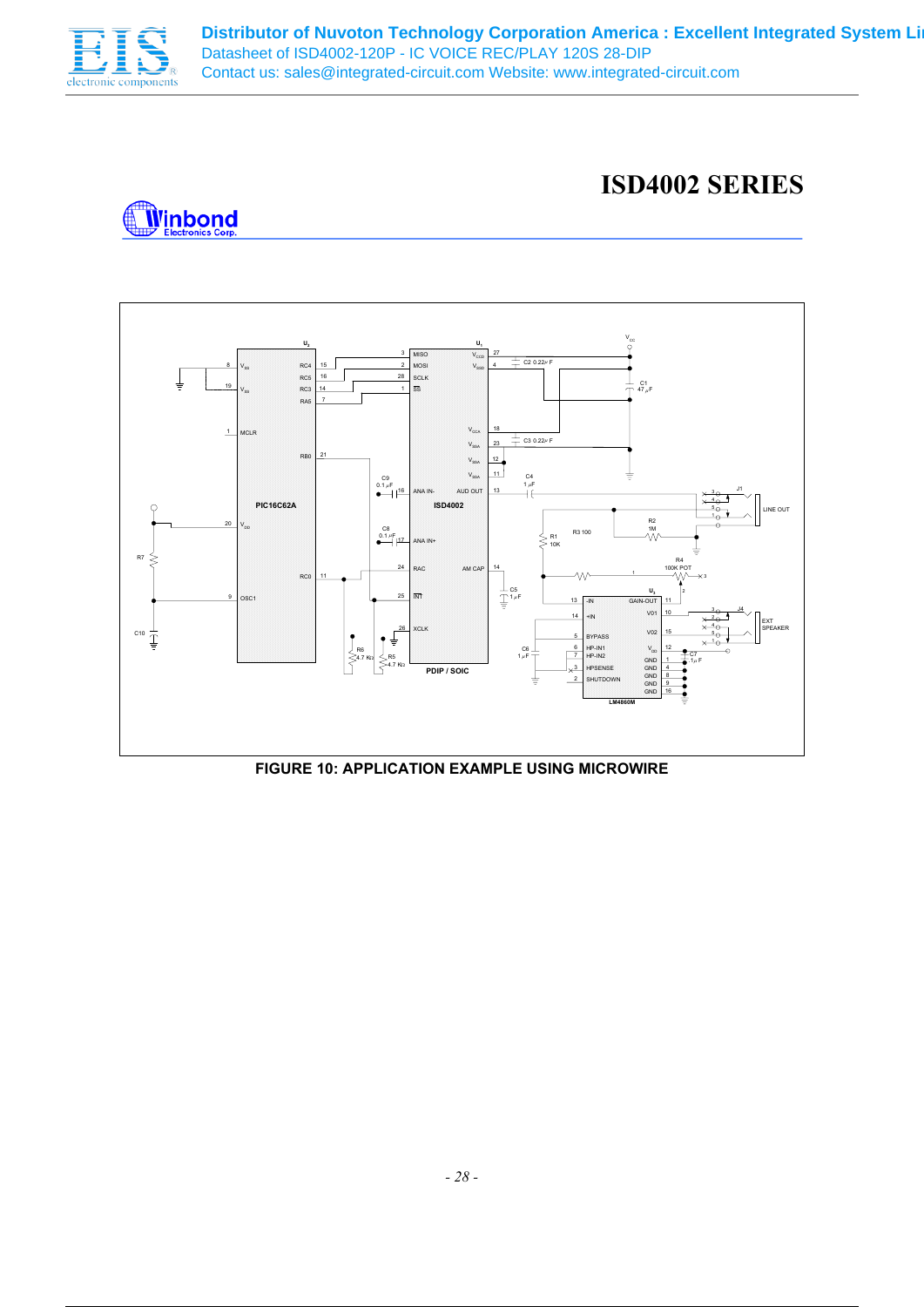# ISD4002 SERIES

FIGURE 10: APPLICATION EXAMPLE USING MICROWIRE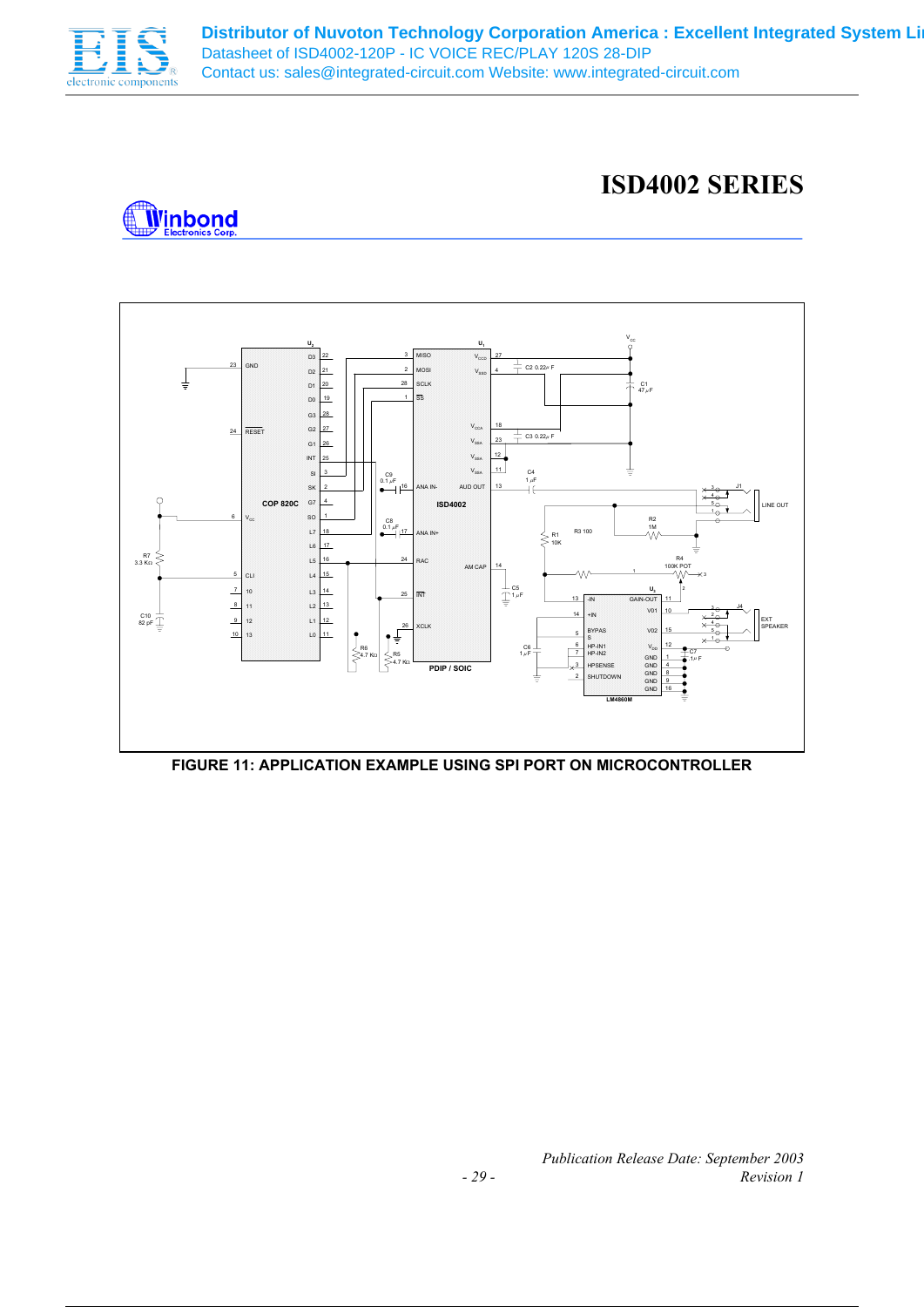# ISD4002 SERIES

FIGURE 11: APPLICATION EXAMPLE USING SPI PORT ON MICROCONTROLLER

*Publication Release Date: September 2003*
*Revision 1*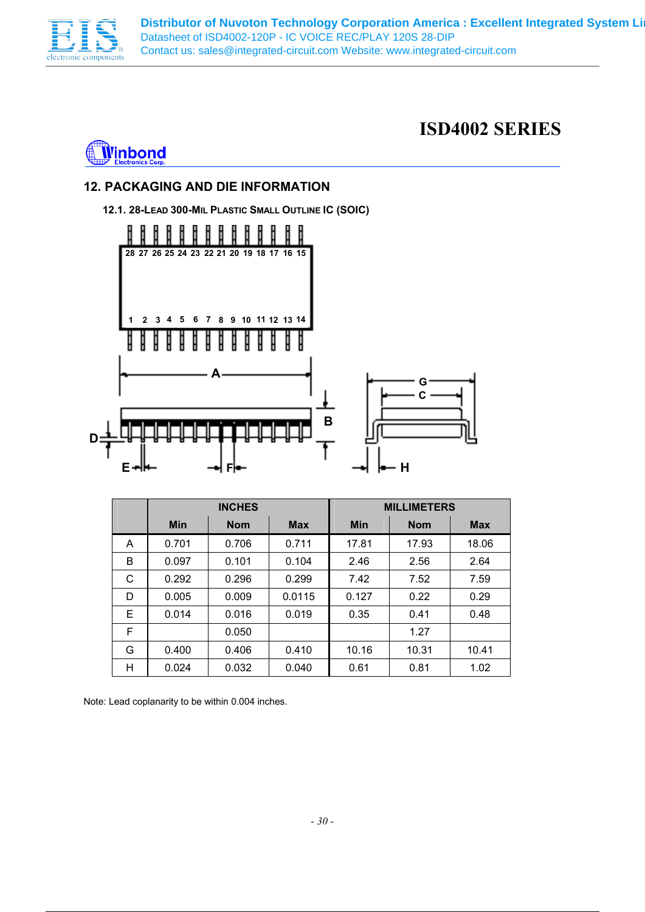# ISD4002 SERIES

## 12. PACKAGING AND DIE INFORMATION

### 12.1. 28-LEAD 300-MIL PLASTIC SMALL OUTLINE IC (SOIC)

|   | INCHES | | | MILLIMETERS | | |
|---|---|---|---|---|---|---|
|   | Min | Nom | Max | Min | Nom | Max |
| A | 0.701 | 0.706 | 0.711 | 17.81 | 17.93 | 18.06 |
| B | 0.097 | 0.101 | 0.104 | 2.46 | 2.56 | 2.64 |
| C | 0.292 | 0.296 | 0.299 | 7.42 | 7.52 | 7.59 |
| D | 0.005 | 0.009 | 0.0115 | 0.127 | 0.22 | 0.29 |
| E | 0.014 | 0.016 | 0.019 | 0.35 | 0.41 | 0.48 |
| F |  | 0.050 |  |  | 1.27 |  |
| G | 0.400 | 0.406 | 0.410 | 10.16 | 10.31 | 10.41 |
| H | 0.024 | 0.032 | 0.040 | 0.61 | 0.81 | 1.02 |

Note: Lead coplanarity to be within 0.004 inches.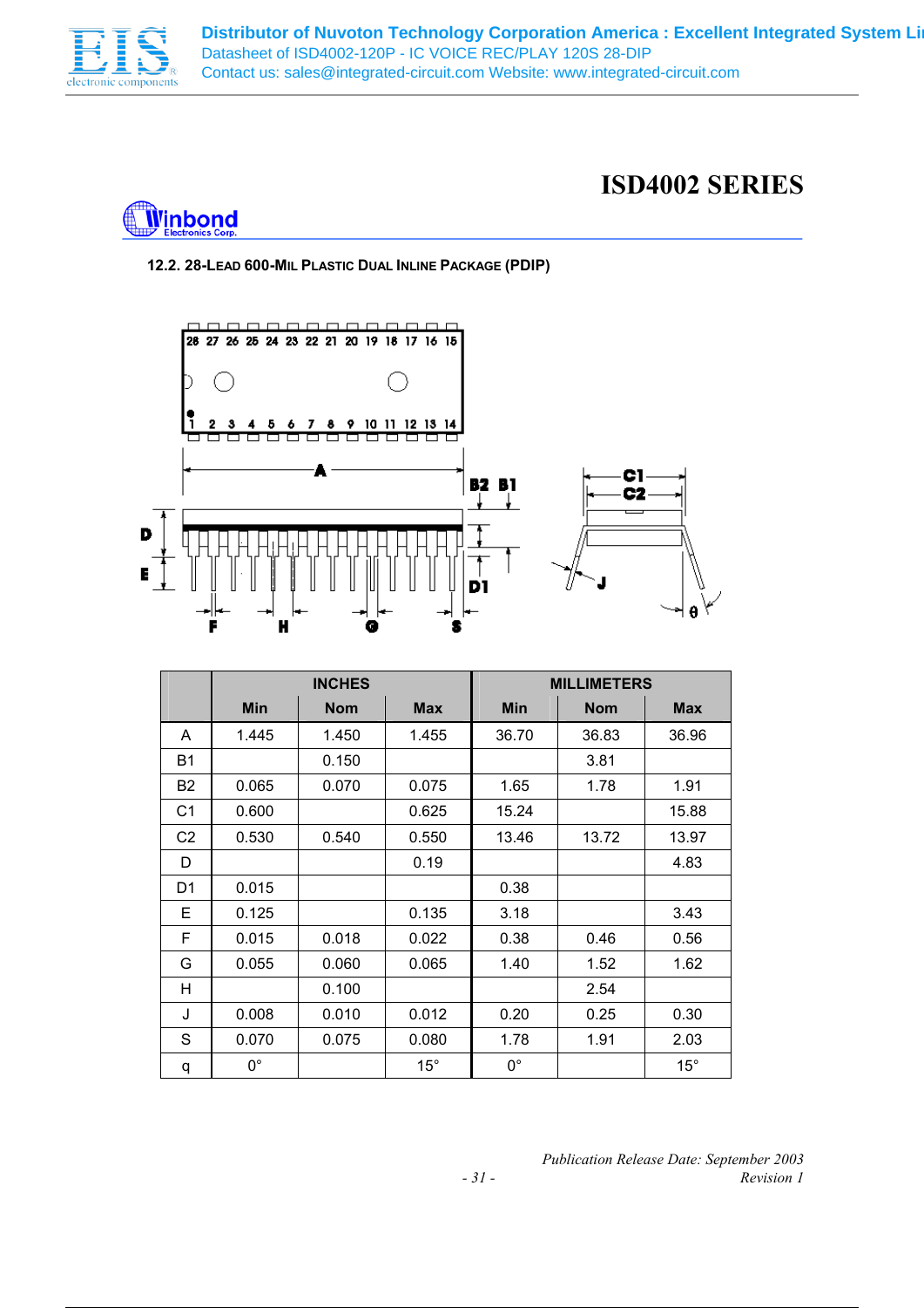# ISD4002 SERIES

### 12.2. 28-Lead 600-Mil Plastic Dual Inline Package (PDIP)

| | INCHES | | | MILLIMETERS | | |
|---|---|---|---|---|---|---|
| | Min | Nom | Max | Min | Nom | Max |
| A | 1.445 | 1.450 | 1.455 | 36.70 | 36.83 | 36.96 |
| B1 | | 0.150 | | | 3.81 | |
| B2 | 0.065 | 0.070 | 0.075 | 1.65 | 1.78 | 1.91 |
| C1 | 0.600 | | 0.625 | 15.24 | | 15.88 |
| C2 | 0.530 | 0.540 | 0.550 | 13.46 | 13.72 | 13.97 |
| D | | | 0.19 | | | 4.83 |
| D1 | 0.015 | | | 0.38 | | |
| E | 0.125 | | 0.135 | 3.18 | | 3.43 |
| F | 0.015 | 0.018 | 0.022 | 0.38 | 0.46 | 0.56 |
| G | 0.055 | 0.060 | 0.065 | 1.40 | 1.52 | 1.62 |
| H | | 0.100 | | | 2.54 | |
| J | 0.008 | 0.010 | 0.012 | 0.20 | 0.25 | 0.30 |
| S | 0.070 | 0.075 | 0.080 | 1.78 | 1.91 | 2.03 |
| q | 0° | | 15° | 0° | | 15° |

*Publication Release Date: September 2003*
*Revision 1*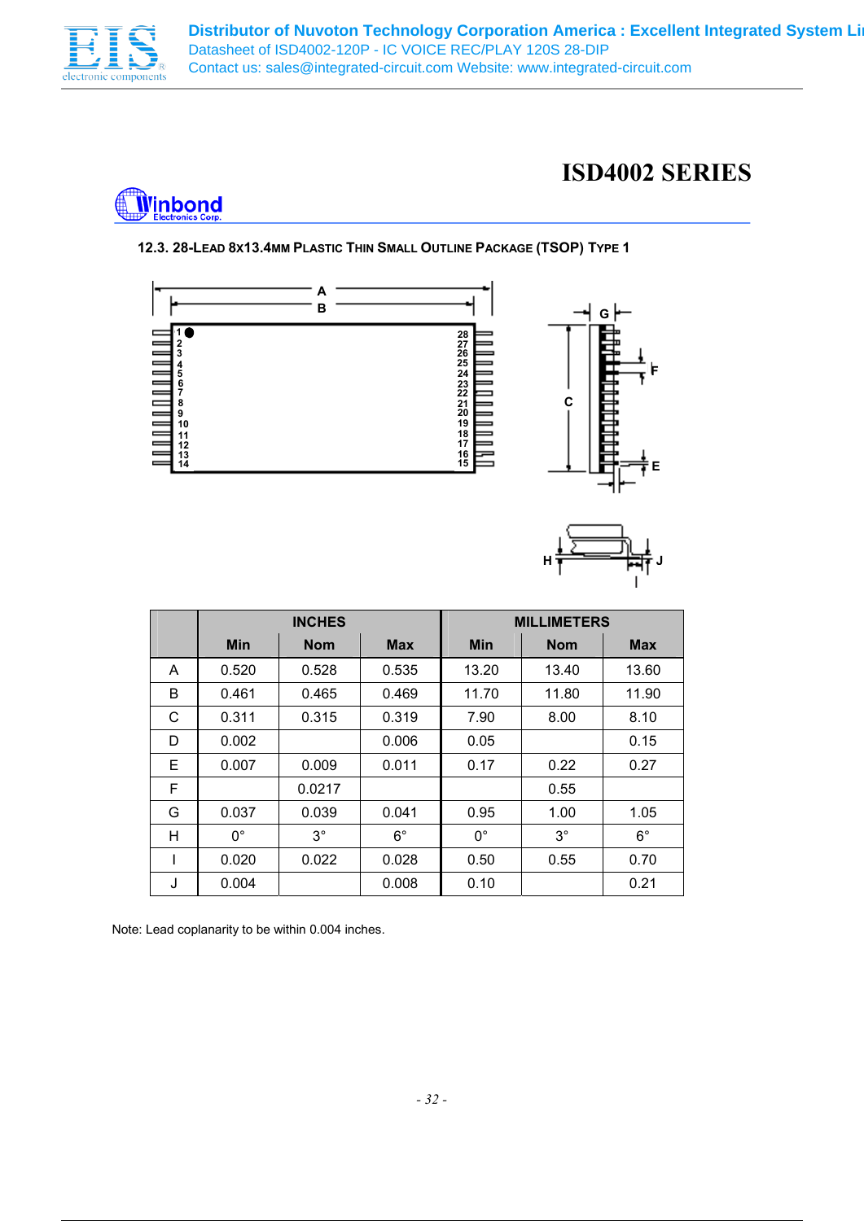# ISD4002 SERIES

### 12.3. 28-LEAD 8X13.4MM PLASTIC THIN SMALL OUTLINE PACKAGE (TSOP) TYPE 1

| | INCHES | | | MILLIMETERS | | |
|---|---|---|---|---|---|---|
| | Min | Nom | Max | Min | Nom | Max |
| A | 0.520 | 0.528 | 0.535 | 13.20 | 13.40 | 13.60 |
| B | 0.461 | 0.465 | 0.469 | 11.70 | 11.80 | 11.90 |
| C | 0.311 | 0.315 | 0.319 | 7.90 | 8.00 | 8.10 |
| D | 0.002 | | 0.006 | 0.05 | | 0.15 |
| E | 0.007 | 0.009 | 0.011 | 0.17 | 0.22 | 0.27 |
| F | | 0.0217 | | | 0.55 | |
| G | 0.037 | 0.039 | 0.041 | 0.95 | 1.00 | 1.05 |
| H | 0° | 3° | 6° | 0° | 3° | 6° |
| I | 0.020 | 0.022 | 0.028 | 0.50 | 0.55 | 0.70 |
| J | 0.004 | | 0.008 | 0.10 | | 0.21 |

Note: Lead coplanarity to be within 0.004 inches.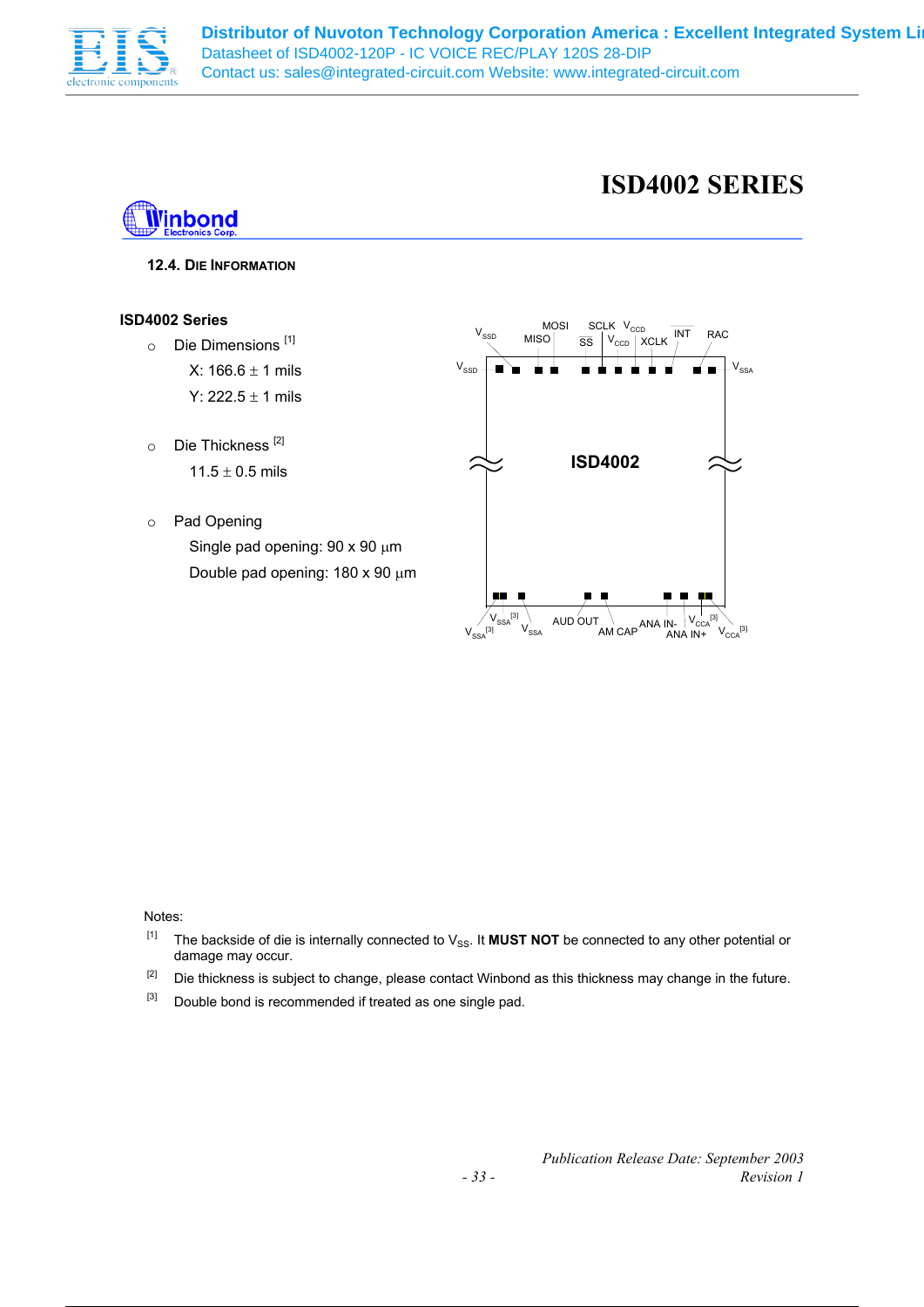## 12.4. DIE INFORMATION

**ISD4002 Series**

- Die Dimensions [1]

  X: 166.6 ± 1 mils

  Y: 222.5 ± 1 mils

- Die Thickness [2]

  11.5 ± 0.5 mils

- Pad Opening

  Single pad opening: 90 x 90 µm

  Double pad opening: 180 x 90 µm

$V_{SSD}$ MOSI SCLK $V_{CCD}$ INT RAC

$V_{SSD}$ MISO $\overline{SS}$ $V_{CCD}$ XCLK $V_{SSA}$

ISD4002

$V_{SSA}$ [3] $V_{SSA}$ [3] $V_{SSA}$ AUD OUT AM CAP ANA IN- ANA IN+ $V_{CCA}$ [3] $V_{CCA}$ [3]

Notes:

[1] The backside of die is internally connected to $V_{SS}$. It **MUST NOT** be connected to any other potential or damage may occur.

[2] Die thickness is subject to change, please contact Winbond as this thickness may change in the future.

[3] Double bond is recommended if treated as one single pad.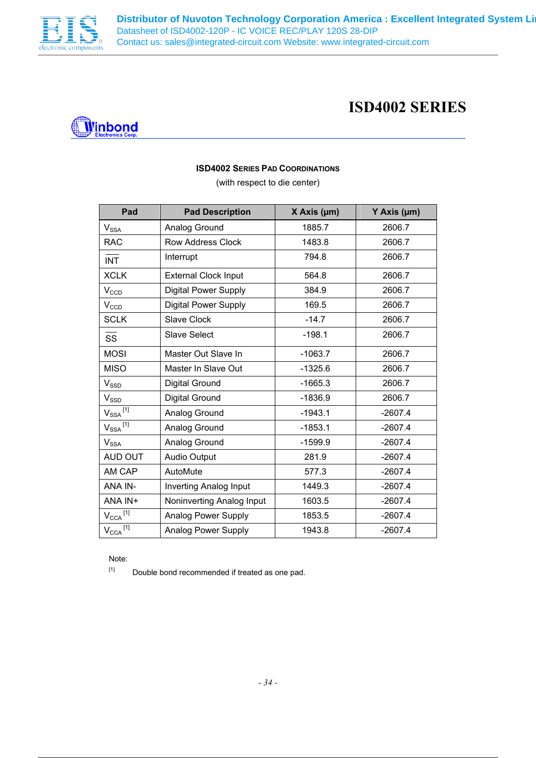# ISD4002 SERIES

**ISD4002 SERIES PAD COORDINATIONS**

(with respect to die center)

| Pad | Pad Description | X Axis (µm) | Y Axis (µm) |
|---|---|---|---|
| $V_{SSA}$ | Analog Ground | 1885.7 | 2606.7 |
| RAC | Row Address Clock | 1483.8 | 2606.7 |
| $\overline{INT}$ | Interrupt | 794.8 | 2606.7 |
| XCLK | External Clock Input | 564.8 | 2606.7 |
| $V_{CCD}$ | Digital Power Supply | 384.9 | 2606.7 |
| $V_{CCD}$ | Digital Power Supply | 169.5 | 2606.7 |
| SCLK | Slave Clock | -14.7 | 2606.7 |
| $\overline{SS}$ | Slave Select | -198.1 | 2606.7 |
| MOSI | Master Out Slave In | -1063.7 | 2606.7 |
| MISO | Master In Slave Out | -1325.6 | 2606.7 |
| $V_{SSD}$ | Digital Ground | -1665.3 | 2606.7 |
| $V_{SSD}$ | Digital Ground | -1836.9 | 2606.7 |
| $V_{SSA}$ [1] | Analog Ground | -1943.1 | -2607.4 |
| $V_{SSA}$ [1] | Analog Ground | -1853.1 | -2607.4 |
| $V_{SSA}$ | Analog Ground | -1599.9 | -2607.4 |
| AUD OUT | Audio Output | 281.9 | -2607.4 |
| AM CAP | AutoMute | 577.3 | -2607.4 |
| ANA IN- | Inverting Analog Input | 1449.3 | -2607.4 |
| ANA IN+ | Noninverting Analog Input | 1603.5 | -2607.4 |
| $V_{CCA}$ [1] | Analog Power Supply | 1853.5 | -2607.4 |
| $V_{CCA}$ [1] | Analog Power Supply | 1943.8 | -2607.4 |

Note:

[1] Double bond recommended if treated as one pad.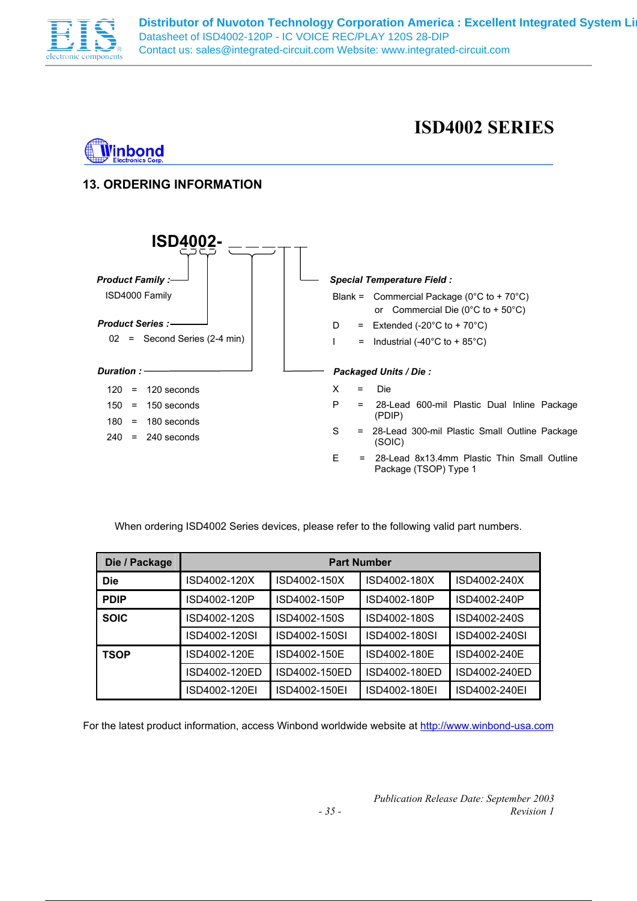# ISD4002 SERIES

## 13. ORDERING INFORMATION

**ISD4002-** _ _ _ _ _

***Product Family :***

ISD4000 Family

***Product Series :***

02 = Second Series (2-4 min)

***Duration :***

120 = 120 seconds
150 = 150 seconds
180 = 180 seconds
240 = 240 seconds

***Special Temperature Field :***

Blank = Commercial Package (0°C to + 70°C)
or Commercial Die (0°C to + 50°C)
D = Extended (-20°C to + 70°C)
I = Industrial (-40°C to + 85°C)

***Packaged Units / Die :***

X = Die
P = 28-Lead 600-mil Plastic Dual Inline Package (PDIP)
S = 28-Lead 300-mil Plastic Small Outline Package (SOIC)
E = 28-Lead 8x13.4mm Plastic Thin Small Outline Package (TSOP) Type 1

When ordering ISD4002 Series devices, please refer to the following valid part numbers.

| Die / Package | Part Number | | | |
|---|---|---|---|---|
| **Die** | ISD4002-120X | ISD4002-150X | ISD4002-180X | ISD4002-240X |
| **PDIP** | ISD4002-120P | ISD4002-150P | ISD4002-180P | ISD4002-240P |
| **SOIC** | ISD4002-120S | ISD4002-150S | ISD4002-180S | ISD4002-240S |
| | ISD4002-120SI | ISD4002-150SI | ISD4002-180SI | ISD4002-240SI |
| **TSOP** | ISD4002-120E | ISD4002-150E | ISD4002-180E | ISD4002-240E |
| | ISD4002-120ED | ISD4002-150ED | ISD4002-180ED | ISD4002-240ED |
| | ISD4002-120EI | ISD4002-150EI | ISD4002-180EI | ISD4002-240EI |

For the latest product information, access Winbond worldwide website at [http://www.winbond-usa.com](http://www.winbond-usa.com)

*Publication Release Date: September 2003*
*Revision 1*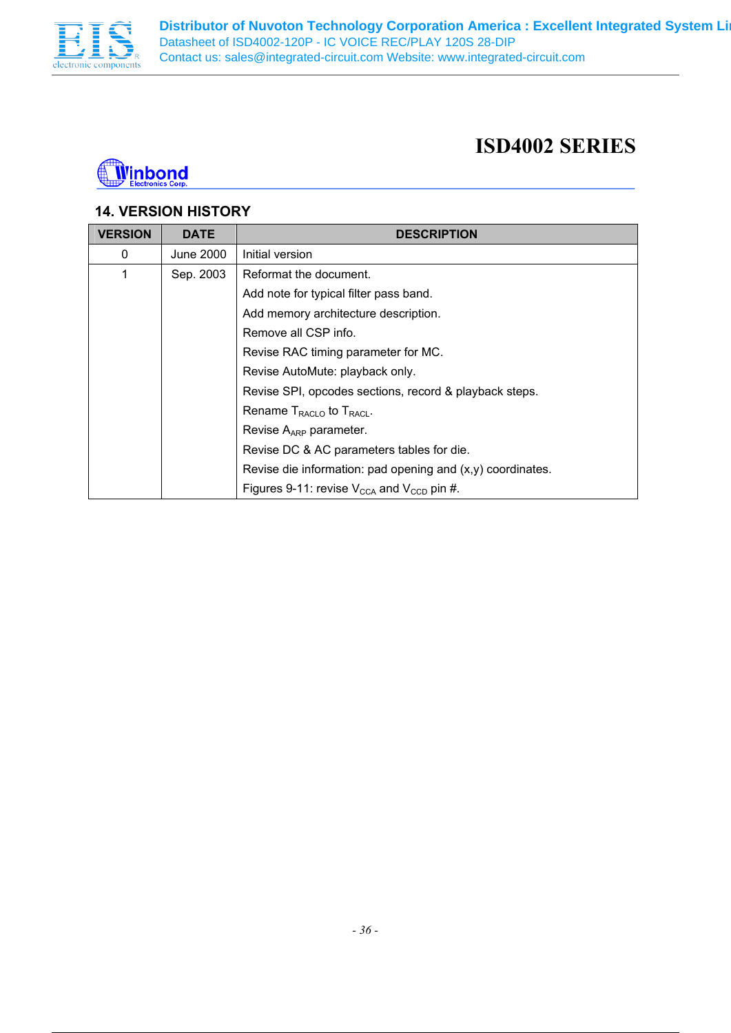## 14. VERSION HISTORY

| VERSION | DATE | DESCRIPTION |
|---|---|---|
| 0 | June 2000 | Initial version |
| 1 | Sep. 2003 | Reformat the document.<br>Add note for typical filter pass band.<br>Add memory architecture description.<br>Remove all CSP info.<br>Revise RAC timing parameter for MC.<br>Revise AutoMute: playback only.<br>Revise SPI, opcodes sections, record & playback steps.<br>Rename $T_{RACLO}$ to $T_{RACL}$.<br>Revise $A_{ARP}$ parameter.<br>Revise DC & AC parameters tables for die.<br>Revise die information: pad opening and (x,y) coordinates.<br>Figures 9-11: revise $V_{CCA}$ and $V_{CCD}$ pin #. |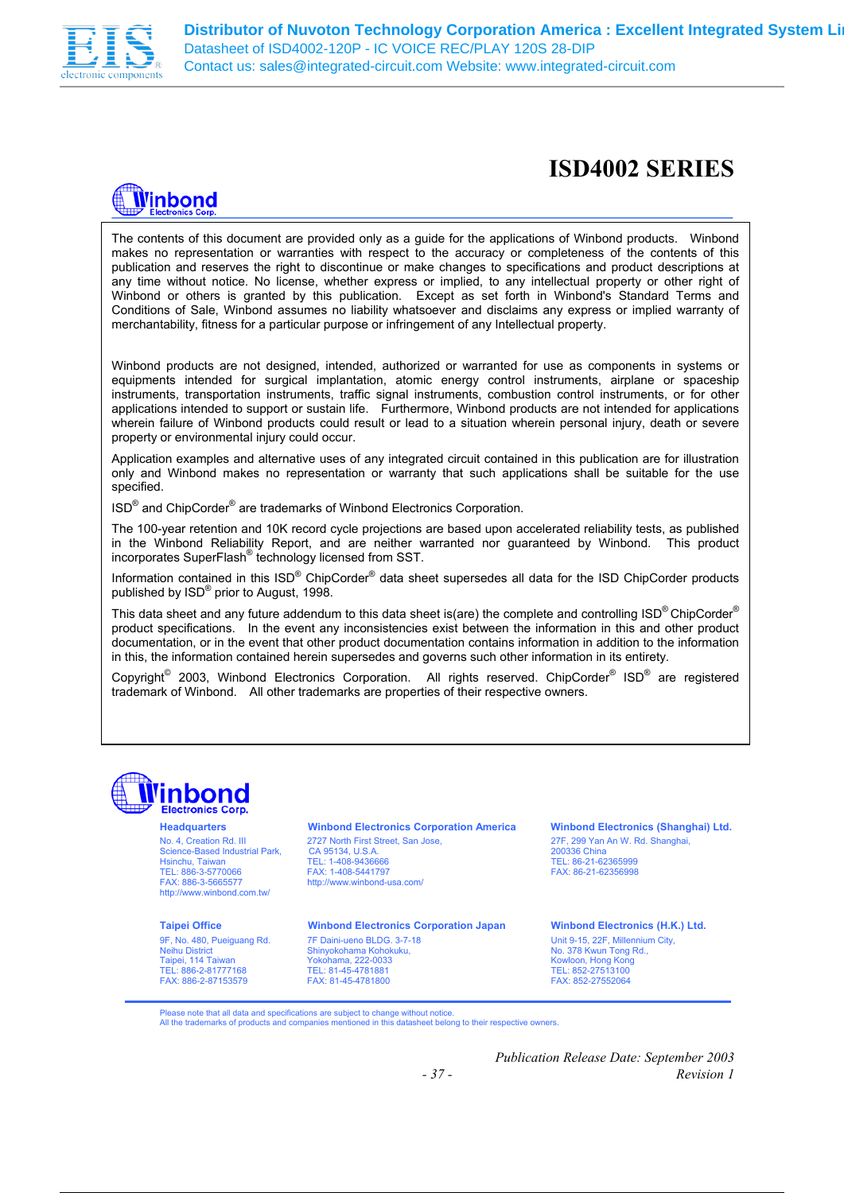# ISD4002 SERIES

The contents of this document are provided only as a guide for the applications of Winbond products. Winbond makes no representation or warranties with respect to the accuracy or completeness of the contents of this publication and reserves the right to discontinue or make changes to specifications and product descriptions at any time without notice. No license, whether express or implied, to any intellectual property or other right of Winbond or others is granted by this publication. Except as set forth in Winbond's Standard Terms and Conditions of Sale, Winbond assumes no liability whatsoever and disclaims any express or implied warranty of merchantability, fitness for a particular purpose or infringement of any Intellectual property.

Winbond products are not designed, intended, authorized or warranted for use as components in systems or equipments intended for surgical implantation, atomic energy control instruments, airplane or spaceship instruments, transportation instruments, traffic signal instruments, combustion control instruments, or for other applications intended to support or sustain life. Furthermore, Winbond products are not intended for applications wherein failure of Winbond products could result or lead to a situation wherein personal injury, death or severe property or environmental injury could occur.

Application examples and alternative uses of any integrated circuit contained in this publication are for illustration only and Winbond makes no representation or warranty that such applications shall be suitable for the use specified.

ISD® and ChipCorder® are trademarks of Winbond Electronics Corporation.

The 100-year retention and 10K record cycle projections are based upon accelerated reliability tests, as published in the Winbond Reliability Report, and are neither warranted nor guaranteed by Winbond. This product incorporates SuperFlash® technology licensed from SST.

Information contained in this ISD® ChipCorder® data sheet supersedes all data for the ISD ChipCorder products published by ISD® prior to August, 1998.

This data sheet and any future addendum to this data sheet is(are) the complete and controlling ISD® ChipCorder® product specifications. In the event any inconsistencies exist between the information in this and other product documentation, or in the event that other product documentation contains information in addition to the information in this, the information contained herein supersedes and governs such other information in its entirety.

Copyright© 2003, Winbond Electronics Corporation. All rights reserved. ChipCorder® ISD® are registered trademark of Winbond. All other trademarks are properties of their respective owners.

**Headquarters**
No. 4, Creation Rd. III
Science-Based Industrial Park,
Hsinchu, Taiwan
TEL: 886-3-5770066
FAX: 886-3-5665577
http://www.winbond.com.tw/

**Winbond Electronics Corporation America**
2727 North First Street, San Jose,
CA 95134, U.S.A.
TEL: 1-408-9436666
FAX: 1-408-5441797
http://www.winbond-usa.com/

**Winbond Electronics (Shanghai) Ltd.**
27F, 299 Yan An W. Rd. Shanghai,
200336 China
TEL: 86-21-62365999
FAX: 86-21-62356998

**Taipei Office**
9F, No. 480, Pueiguang Rd.
Neihu District
Taipei, 114 Taiwan
TEL: 886-2-81777168
FAX: 886-2-87153579

**Winbond Electronics Corporation Japan**
7F Daini-ueno BLDG. 3-7-18
Shinyokohama Kohokuku,
Yokohama, 222-0033
TEL: 81-45-4781881
FAX: 81-45-4781800

**Winbond Electronics (H.K.) Ltd.**
Unit 9-15, 22F, Millennium City,
No. 378 Kwun Tong Rd.,
Kowloon, Hong Kong
TEL: 852-27513100
FAX: 852-27552064

Please note that all data and specifications are subject to change without notice.
All the trademarks of products and companies mentioned in this datasheet belong to their respective owners.

*Publication Release Date: September 2003*
*Revision 1*